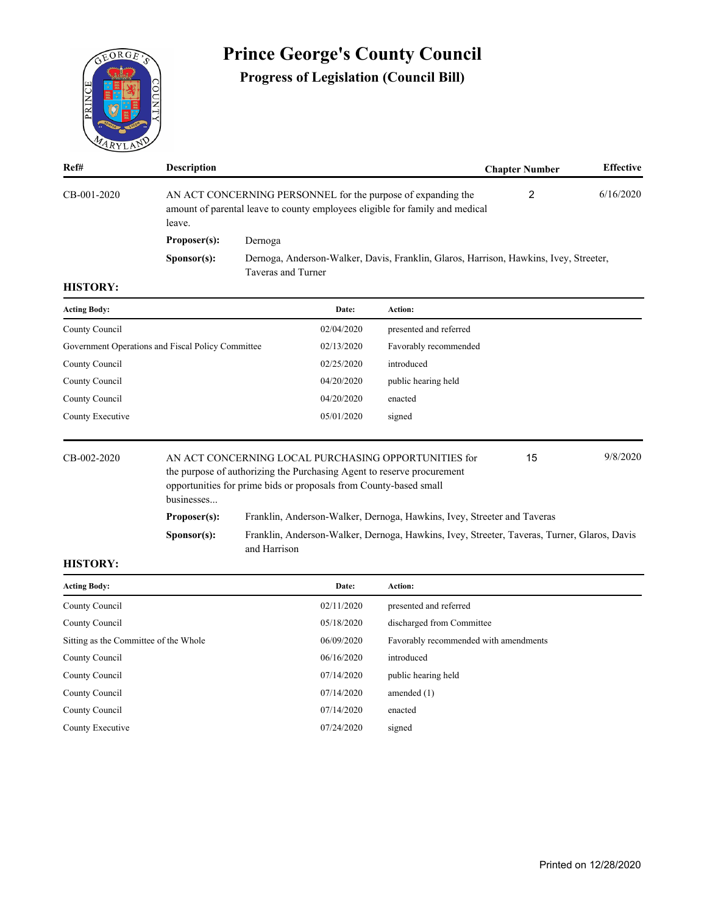# Prince George's County Council

## Progress of Legislation (Council Bill)

| Ref# | Description | Chapter Number | Effective |
|---|---|---|---|
| CB-001-2020 | AN ACT CONCERNING PERSONNEL for the purpose of expanding the amount of parental leave to county employees eligible for family and medical leave. | 2 | 6/16/2020 |

**Proposer(s):** Dernoga

**Sponsor(s):** Dernoga, Anderson-Walker, Davis, Franklin, Glaros, Harrison, Hawkins, Ivey, Streeter, Taveras and Turner

**HISTORY:**

| Acting Body: | Date: | Action: |
|---|---|---|
| County Council | 02/04/2020 | presented and referred |
| Government Operations and Fiscal Policy Committee | 02/13/2020 | Favorably recommended |
| County Council | 02/25/2020 | introduced |
| County Council | 04/20/2020 | public hearing held |
| County Council | 04/20/2020 | enacted |
| County Executive | 05/01/2020 | signed |

| Ref# | Description | Chapter Number | Effective |
|---|---|---|---|
| CB-002-2020 | AN ACT CONCERNING LOCAL PURCHASING OPPORTUNITIES for the purpose of authorizing the Purchasing Agent to reserve procurement opportunities for prime bids or proposals from County-based small businesses... | 15 | 9/8/2020 |

**Proposer(s):** Franklin, Anderson-Walker, Dernoga, Hawkins, Ivey, Streeter and Taveras

**Sponsor(s):** Franklin, Anderson-Walker, Dernoga, Hawkins, Ivey, Streeter, Taveras, Turner, Glaros, Davis and Harrison

**HISTORY:**

| Acting Body: | Date: | Action: |
|---|---|---|
| County Council | 02/11/2020 | presented and referred |
| County Council | 05/18/2020 | discharged from Committee |
| Sitting as the Committee of the Whole | 06/09/2020 | Favorably recommended with amendments |
| County Council | 06/16/2020 | introduced |
| County Council | 07/14/2020 | public hearing held |
| County Council | 07/14/2020 | amended (1) |
| County Council | 07/14/2020 | enacted |
| County Executive | 07/24/2020 | signed |

Printed on 12/28/2020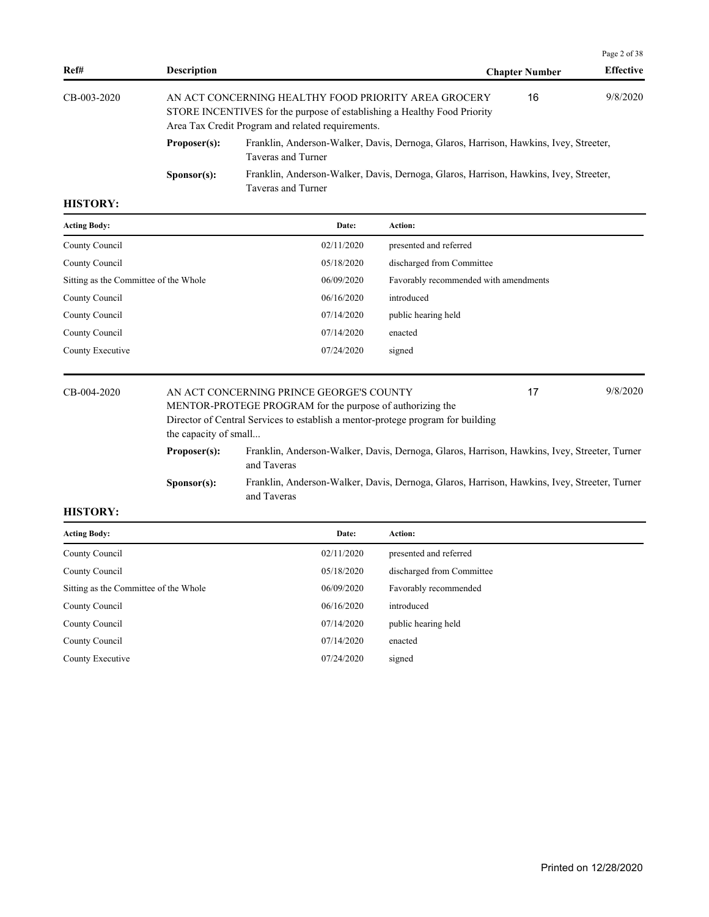| Ref# | Description | Chapter Number | Effective |
|---|---|---|---|
| CB-003-2020 | AN ACT CONCERNING HEALTHY FOOD PRIORITY AREA GROCERY STORE INCENTIVES for the purpose of establishing a Healthy Food Priority Area Tax Credit Program and related requirements. | 16 | 9/8/2020 |

**Proposer(s):** Franklin, Anderson-Walker, Davis, Dernoga, Glaros, Harrison, Hawkins, Ivey, Streeter, Taveras and Turner

**Sponsor(s):** Franklin, Anderson-Walker, Davis, Dernoga, Glaros, Harrison, Hawkins, Ivey, Streeter, Taveras and Turner

**HISTORY:**

| Acting Body: | Date: | Action: |
|---|---|---|
| County Council | 02/11/2020 | presented and referred |
| County Council | 05/18/2020 | discharged from Committee |
| Sitting as the Committee of the Whole | 06/09/2020 | Favorably recommended with amendments |
| County Council | 06/16/2020 | introduced |
| County Council | 07/14/2020 | public hearing held |
| County Council | 07/14/2020 | enacted |
| County Executive | 07/24/2020 | signed |

| Ref# | Description | Chapter Number | Effective |
|---|---|---|---|
| CB-004-2020 | AN ACT CONCERNING PRINCE GEORGE'S COUNTY MENTOR-PROTEGE PROGRAM for the purpose of authorizing the Director of Central Services to establish a mentor-protege program for building the capacity of small... | 17 | 9/8/2020 |

**Proposer(s):** Franklin, Anderson-Walker, Davis, Dernoga, Glaros, Harrison, Hawkins, Ivey, Streeter, Turner and Taveras

**Sponsor(s):** Franklin, Anderson-Walker, Davis, Dernoga, Glaros, Harrison, Hawkins, Ivey, Streeter, Turner and Taveras

**HISTORY:**

| Acting Body: | Date: | Action: |
|---|---|---|
| County Council | 02/11/2020 | presented and referred |
| County Council | 05/18/2020 | discharged from Committee |
| Sitting as the Committee of the Whole | 06/09/2020 | Favorably recommended |
| County Council | 06/16/2020 | introduced |
| County Council | 07/14/2020 | public hearing held |
| County Council | 07/14/2020 | enacted |
| County Executive | 07/24/2020 | signed |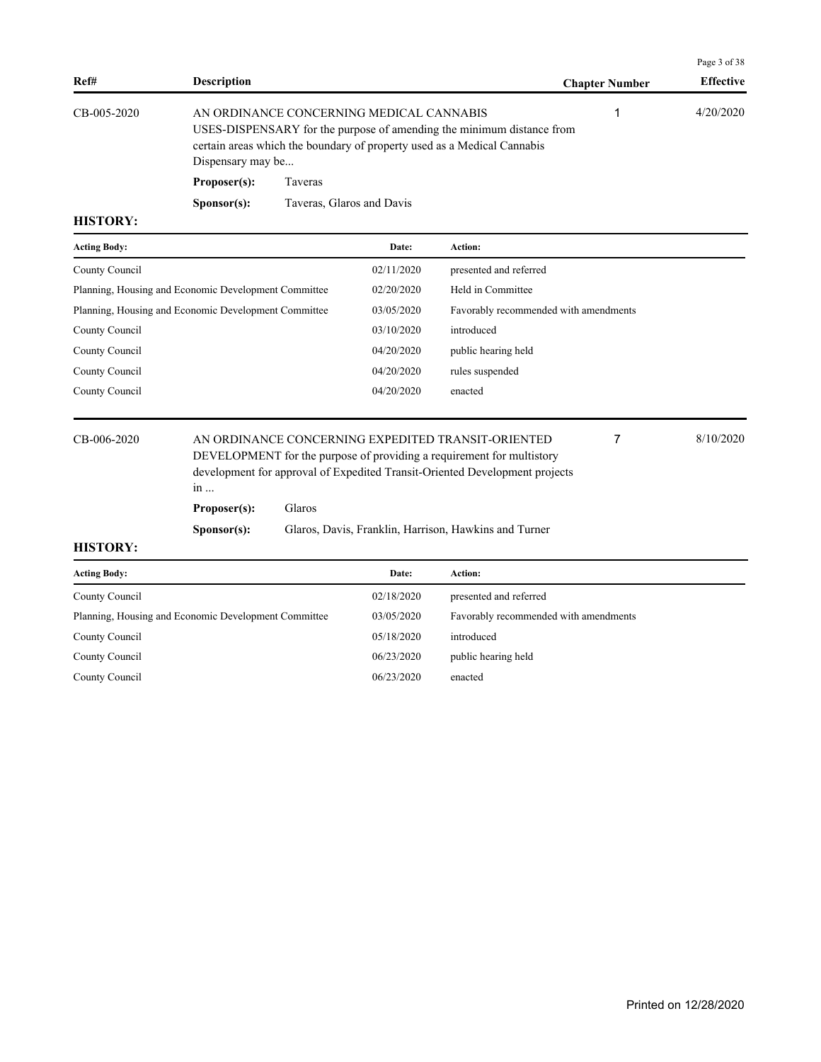| Ref# | Description | Chapter Number | Effective |
|---|---|---|---|
| CB-005-2020 | AN ORDINANCE CONCERNING MEDICAL CANNABIS USES-DISPENSARY for the purpose of amending the minimum distance from certain areas which the boundary of property used as a Medical Cannabis Dispensary may be... | 1 | 4/20/2020 |

**Proposer(s):** Taveras

**Sponsor(s):** Taveras, Glaros and Davis

**HISTORY:**

| Acting Body: | Date: | Action: |
|---|---|---|
| County Council | 02/11/2020 | presented and referred |
| Planning, Housing and Economic Development Committee | 02/20/2020 | Held in Committee |
| Planning, Housing and Economic Development Committee | 03/05/2020 | Favorably recommended with amendments |
| County Council | 03/10/2020 | introduced |
| County Council | 04/20/2020 | public hearing held |
| County Council | 04/20/2020 | rules suspended |
| County Council | 04/20/2020 | enacted |

| Ref# | Description | Chapter Number | Effective |
|---|---|---|---|
| CB-006-2020 | AN ORDINANCE CONCERNING EXPEDITED TRANSIT-ORIENTED DEVELOPMENT for the purpose of providing a requirement for multistory development for approval of Expedited Transit-Oriented Development projects in ... | 7 | 8/10/2020 |

**Proposer(s):** Glaros

**Sponsor(s):** Glaros, Davis, Franklin, Harrison, Hawkins and Turner

**HISTORY:**

| Acting Body: | Date: | Action: |
|---|---|---|
| County Council | 02/18/2020 | presented and referred |
| Planning, Housing and Economic Development Committee | 03/05/2020 | Favorably recommended with amendments |
| County Council | 05/18/2020 | introduced |
| County Council | 06/23/2020 | public hearing held |
| County Council | 06/23/2020 | enacted |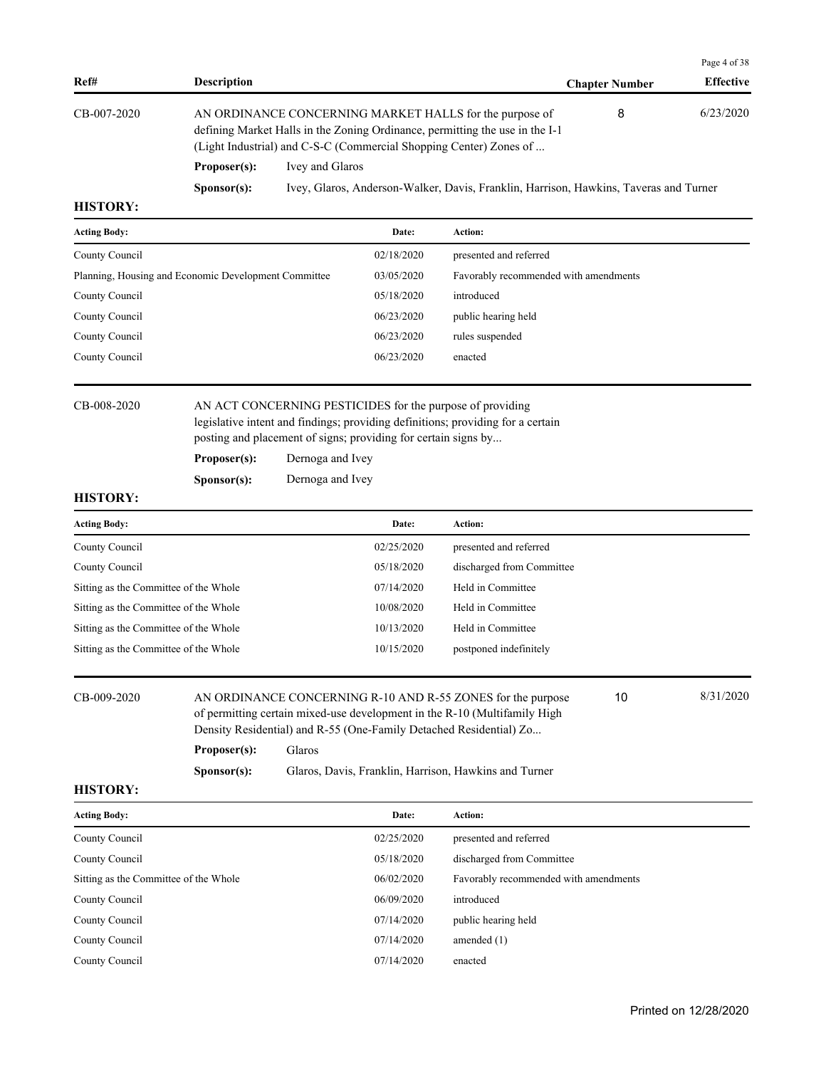| Ref# | Description | Chapter Number | Effective |
|---|---|---|---|
| CB-007-2020 | AN ORDINANCE CONCERNING MARKET HALLS for the purpose of defining Market Halls in the Zoning Ordinance, permitting the use in the I-1 (Light Industrial) and C-S-C (Commercial Shopping Center) Zones of ... | 8 | 6/23/2020 |

**Proposer(s):** Ivey and Glaros

**Sponsor(s):** Ivey, Glaros, Anderson-Walker, Davis, Franklin, Harrison, Hawkins, Taveras and Turner

**HISTORY:**

| Acting Body: | Date: | Action: |
|---|---|---|
| County Council | 02/18/2020 | presented and referred |
| Planning, Housing and Economic Development Committee | 03/05/2020 | Favorably recommended with amendments |
| County Council | 05/18/2020 | introduced |
| County Council | 06/23/2020 | public hearing held |
| County Council | 06/23/2020 | rules suspended |
| County Council | 06/23/2020 | enacted |

---

| Ref# | Description | Chapter Number | Effective |
|---|---|---|---|
| CB-008-2020 | AN ACT CONCERNING PESTICIDES for the purpose of providing legislative intent and findings; providing definitions; providing for a certain posting and placement of signs; providing for certain signs by... | | |

**Proposer(s):** Dernoga and Ivey

**Sponsor(s):** Dernoga and Ivey

**HISTORY:**

| Acting Body: | Date: | Action: |
|---|---|---|
| County Council | 02/25/2020 | presented and referred |
| County Council | 05/18/2020 | discharged from Committee |
| Sitting as the Committee of the Whole | 07/14/2020 | Held in Committee |
| Sitting as the Committee of the Whole | 10/08/2020 | Held in Committee |
| Sitting as the Committee of the Whole | 10/13/2020 | Held in Committee |
| Sitting as the Committee of the Whole | 10/15/2020 | postponed indefinitely |

---

| Ref# | Description | Chapter Number | Effective |
|---|---|---|---|
| CB-009-2020 | AN ORDINANCE CONCERNING R-10 AND R-55 ZONES for the purpose of permitting certain mixed-use development in the R-10 (Multifamily High Density Residential) and R-55 (One-Family Detached Residential) Zo... | 10 | 8/31/2020 |

**Proposer(s):** Glaros

**Sponsor(s):** Glaros, Davis, Franklin, Harrison, Hawkins and Turner

**HISTORY:**

| Acting Body: | Date: | Action: |
|---|---|---|
| County Council | 02/25/2020 | presented and referred |
| County Council | 05/18/2020 | discharged from Committee |
| Sitting as the Committee of the Whole | 06/02/2020 | Favorably recommended with amendments |
| County Council | 06/09/2020 | introduced |
| County Council | 07/14/2020 | public hearing held |
| County Council | 07/14/2020 | amended (1) |
| County Council | 07/14/2020 | enacted |

Printed on 12/28/2020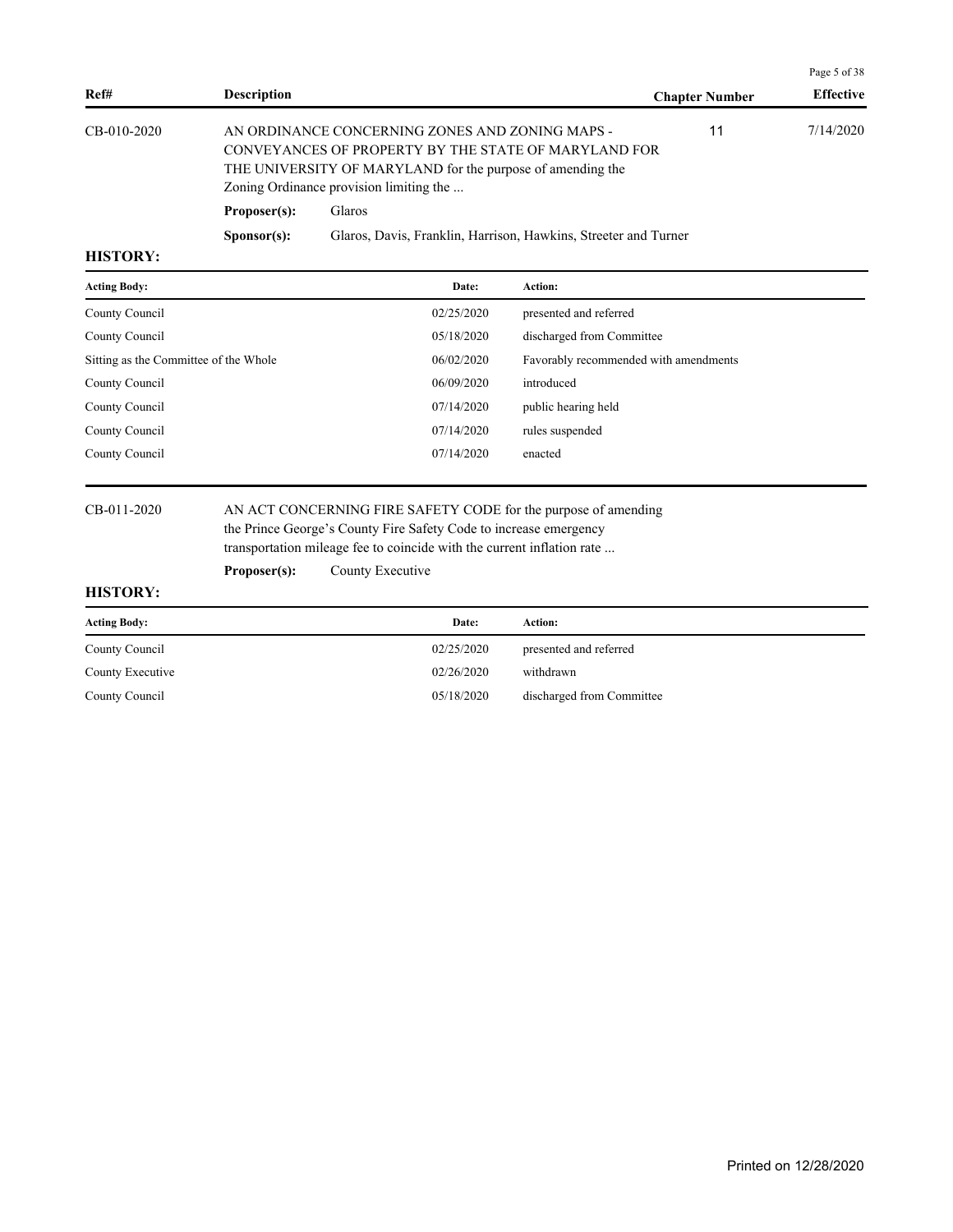| Ref# | Description | Chapter Number | Effective |
|---|---|---|---|
| CB-010-2020 | AN ORDINANCE CONCERNING ZONES AND ZONING MAPS - CONVEYANCES OF PROPERTY BY THE STATE OF MARYLAND FOR THE UNIVERSITY OF MARYLAND for the purpose of amending the Zoning Ordinance provision limiting the ... | 11 | 7/14/2020 |

**Proposer(s):** Glaros

**Sponsor(s):** Glaros, Davis, Franklin, Harrison, Hawkins, Streeter and Turner

**HISTORY:**

| Acting Body: | Date: | Action: |
|---|---|---|
| County Council | 02/25/2020 | presented and referred |
| County Council | 05/18/2020 | discharged from Committee |
| Sitting as the Committee of the Whole | 06/02/2020 | Favorably recommended with amendments |
| County Council | 06/09/2020 | introduced |
| County Council | 07/14/2020 | public hearing held |
| County Council | 07/14/2020 | rules suspended |
| County Council | 07/14/2020 | enacted |

| Ref# | Description | Chapter Number | Effective |
|---|---|---|---|
| CB-011-2020 | AN ACT CONCERNING FIRE SAFETY CODE for the purpose of amending the Prince George's County Fire Safety Code to increase emergency transportation mileage fee to coincide with the current inflation rate ... | | |

**Proposer(s):** County Executive

**HISTORY:**

| Acting Body: | Date: | Action: |
|---|---|---|
| County Council | 02/25/2020 | presented and referred |
| County Executive | 02/26/2020 | withdrawn |
| County Council | 05/18/2020 | discharged from Committee |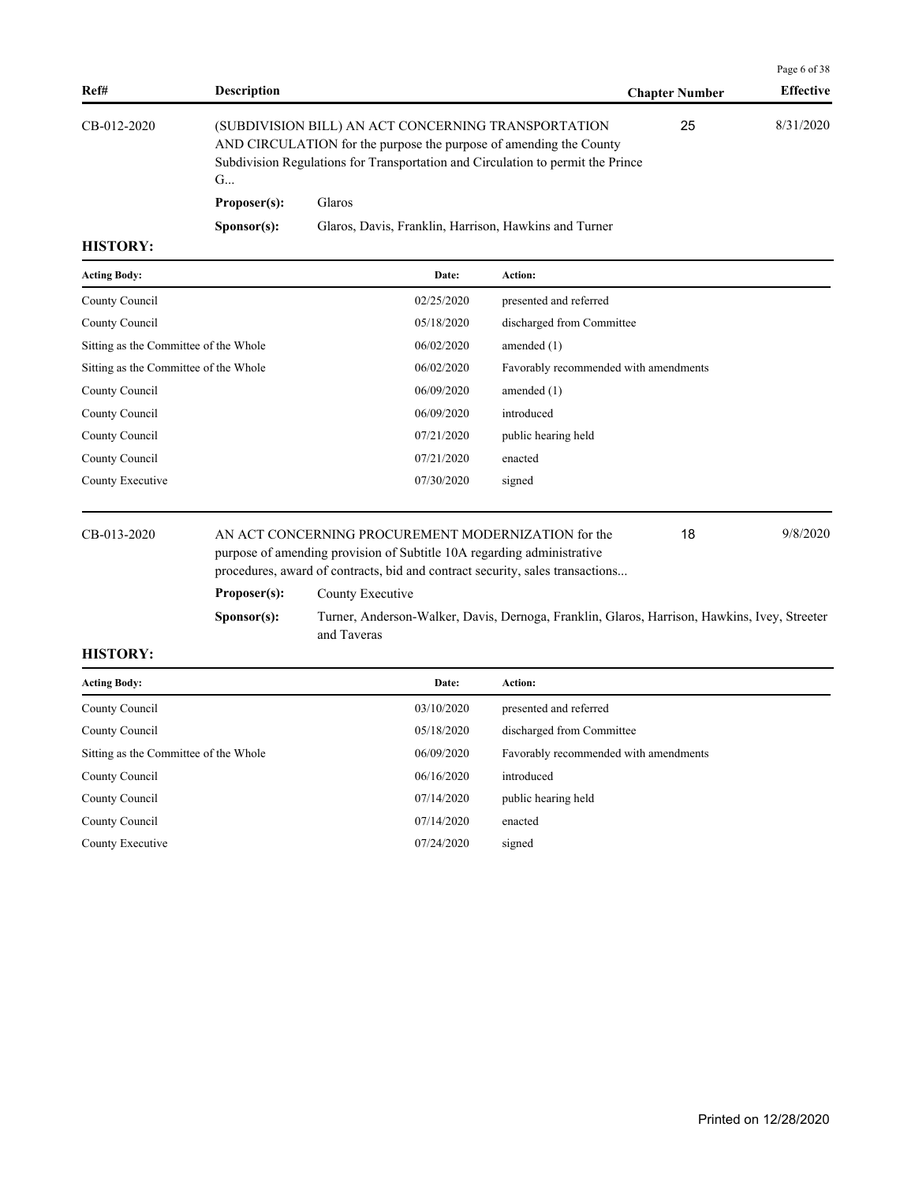| Ref# | Description | Chapter Number | Effective |
|---|---|---|---|
| CB-012-2020 | (SUBDIVISION BILL) AN ACT CONCERNING TRANSPORTATION AND CIRCULATION for the purpose the purpose of amending the County Subdivision Regulations for Transportation and Circulation to permit the Prince G... | 25 | 8/31/2020 |

**Proposer(s):** Glaros

**Sponsor(s):** Glaros, Davis, Franklin, Harrison, Hawkins and Turner

**HISTORY:**

| Acting Body: | Date: | Action: |
|---|---|---|
| County Council | 02/25/2020 | presented and referred |
| County Council | 05/18/2020 | discharged from Committee |
| Sitting as the Committee of the Whole | 06/02/2020 | amended (1) |
| Sitting as the Committee of the Whole | 06/02/2020 | Favorably recommended with amendments |
| County Council | 06/09/2020 | amended (1) |
| County Council | 06/09/2020 | introduced |
| County Council | 07/21/2020 | public hearing held |
| County Council | 07/21/2020 | enacted |
| County Executive | 07/30/2020 | signed |

| Ref# | Description | Chapter Number | Effective |
|---|---|---|---|
| CB-013-2020 | AN ACT CONCERNING PROCUREMENT MODERNIZATION for the purpose of amending provision of Subtitle 10A regarding administrative procedures, award of contracts, bid and contract security, sales transactions... | 18 | 9/8/2020 |

**Proposer(s):** County Executive

**Sponsor(s):** Turner, Anderson-Walker, Davis, Dernoga, Franklin, Glaros, Harrison, Hawkins, Ivey, Streeter and Taveras

**HISTORY:**

| Acting Body: | Date: | Action: |
|---|---|---|
| County Council | 03/10/2020 | presented and referred |
| County Council | 05/18/2020 | discharged from Committee |
| Sitting as the Committee of the Whole | 06/09/2020 | Favorably recommended with amendments |
| County Council | 06/16/2020 | introduced |
| County Council | 07/14/2020 | public hearing held |
| County Council | 07/14/2020 | enacted |
| County Executive | 07/24/2020 | signed |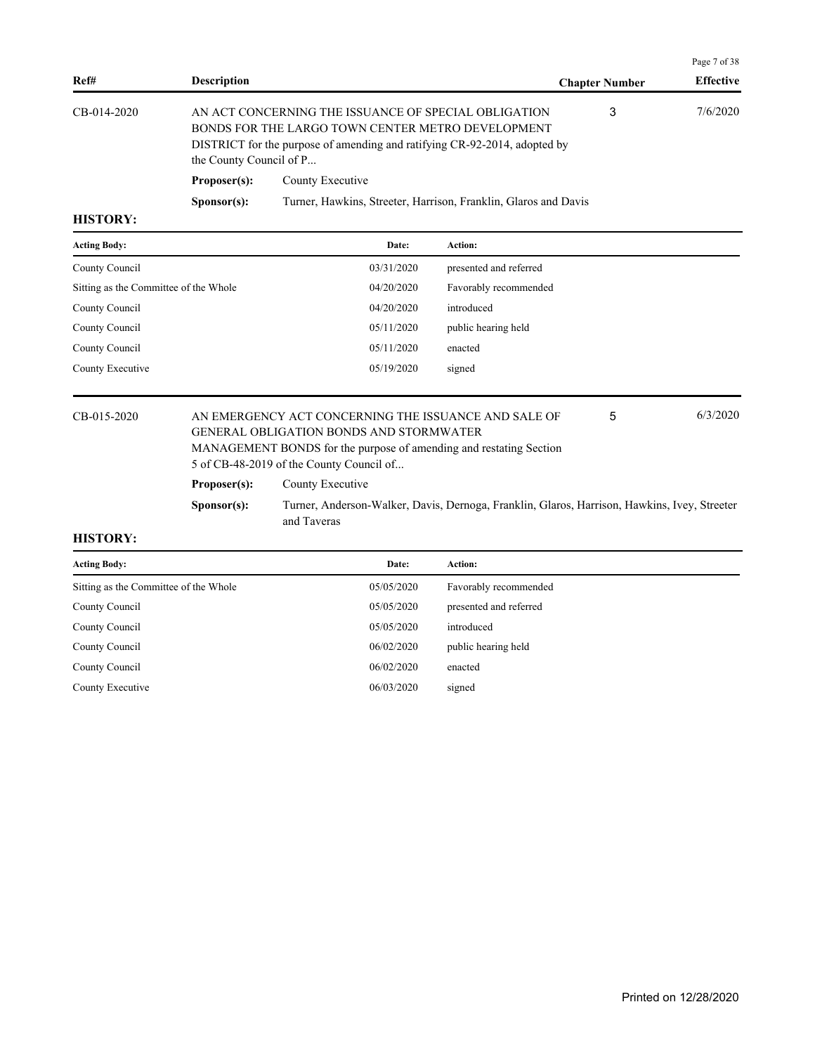| Ref# | Description | Chapter Number | Effective |
|---|---|---|---|
| CB-014-2020 | AN ACT CONCERNING THE ISSUANCE OF SPECIAL OBLIGATION BONDS FOR THE LARGO TOWN CENTER METRO DEVELOPMENT DISTRICT for the purpose of amending and ratifying CR-92-2014, adopted by the County Council of P... | 3 | 7/6/2020 |

**Proposer(s):** County Executive

**Sponsor(s):** Turner, Hawkins, Streeter, Harrison, Franklin, Glaros and Davis

**HISTORY:**

| Acting Body: | Date: | Action: |
|---|---|---|
| County Council | 03/31/2020 | presented and referred |
| Sitting as the Committee of the Whole | 04/20/2020 | Favorably recommended |
| County Council | 04/20/2020 | introduced |
| County Council | 05/11/2020 | public hearing held |
| County Council | 05/11/2020 | enacted |
| County Executive | 05/19/2020 | signed |

| Ref# | Description | Chapter Number | Effective |
|---|---|---|---|
| CB-015-2020 | AN EMERGENCY ACT CONCERNING THE ISSUANCE AND SALE OF GENERAL OBLIGATION BONDS AND STORMWATER MANAGEMENT BONDS for the purpose of amending and restating Section 5 of CB-48-2019 of the County Council of... | 5 | 6/3/2020 |

**Proposer(s):** County Executive

**Sponsor(s):** Turner, Anderson-Walker, Davis, Dernoga, Franklin, Glaros, Harrison, Hawkins, Ivey, Streeter and Taveras

**HISTORY:**

| Acting Body: | Date: | Action: |
|---|---|---|
| Sitting as the Committee of the Whole | 05/05/2020 | Favorably recommended |
| County Council | 05/05/2020 | presented and referred |
| County Council | 05/05/2020 | introduced |
| County Council | 06/02/2020 | public hearing held |
| County Council | 06/02/2020 | enacted |
| County Executive | 06/03/2020 | signed |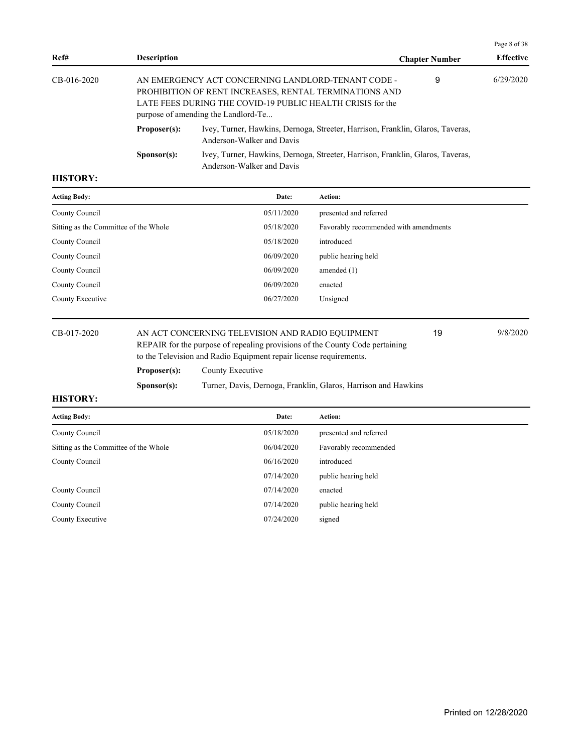| Ref# | Description | Chapter Number | Effective |
|---|---|---|---|
| CB-016-2020 | AN EMERGENCY ACT CONCERNING LANDLORD-TENANT CODE - PROHIBITION OF RENT INCREASES, RENTAL TERMINATIONS AND LATE FEES DURING THE COVID-19 PUBLIC HEALTH CRISIS for the purpose of amending the Landlord-Te... | 9 | 6/29/2020 |

**Proposer(s):** Ivey, Turner, Hawkins, Dernoga, Streeter, Harrison, Franklin, Glaros, Taveras, Anderson-Walker and Davis

**Sponsor(s):** Ivey, Turner, Hawkins, Dernoga, Streeter, Harrison, Franklin, Glaros, Taveras, Anderson-Walker and Davis

**HISTORY:**

| Acting Body: | Date: | Action: |
|---|---|---|
| County Council | 05/11/2020 | presented and referred |
| Sitting as the Committee of the Whole | 05/18/2020 | Favorably recommended with amendments |
| County Council | 05/18/2020 | introduced |
| County Council | 06/09/2020 | public hearing held |
| County Council | 06/09/2020 | amended (1) |
| County Council | 06/09/2020 | enacted |
| County Executive | 06/27/2020 | Unsigned |

| Ref# | Description | Chapter Number | Effective |
|---|---|---|---|
| CB-017-2020 | AN ACT CONCERNING TELEVISION AND RADIO EQUIPMENT REPAIR for the purpose of repealing provisions of the County Code pertaining to the Television and Radio Equipment repair license requirements. | 19 | 9/8/2020 |

**Proposer(s):** County Executive

**Sponsor(s):** Turner, Davis, Dernoga, Franklin, Glaros, Harrison and Hawkins

**HISTORY:**

| Acting Body: | Date: | Action: |
|---|---|---|
| County Council | 05/18/2020 | presented and referred |
| Sitting as the Committee of the Whole | 06/04/2020 | Favorably recommended |
| County Council | 06/16/2020 | introduced |
| | 07/14/2020 | public hearing held |
| County Council | 07/14/2020 | enacted |
| County Council | 07/14/2020 | public hearing held |
| County Executive | 07/24/2020 | signed |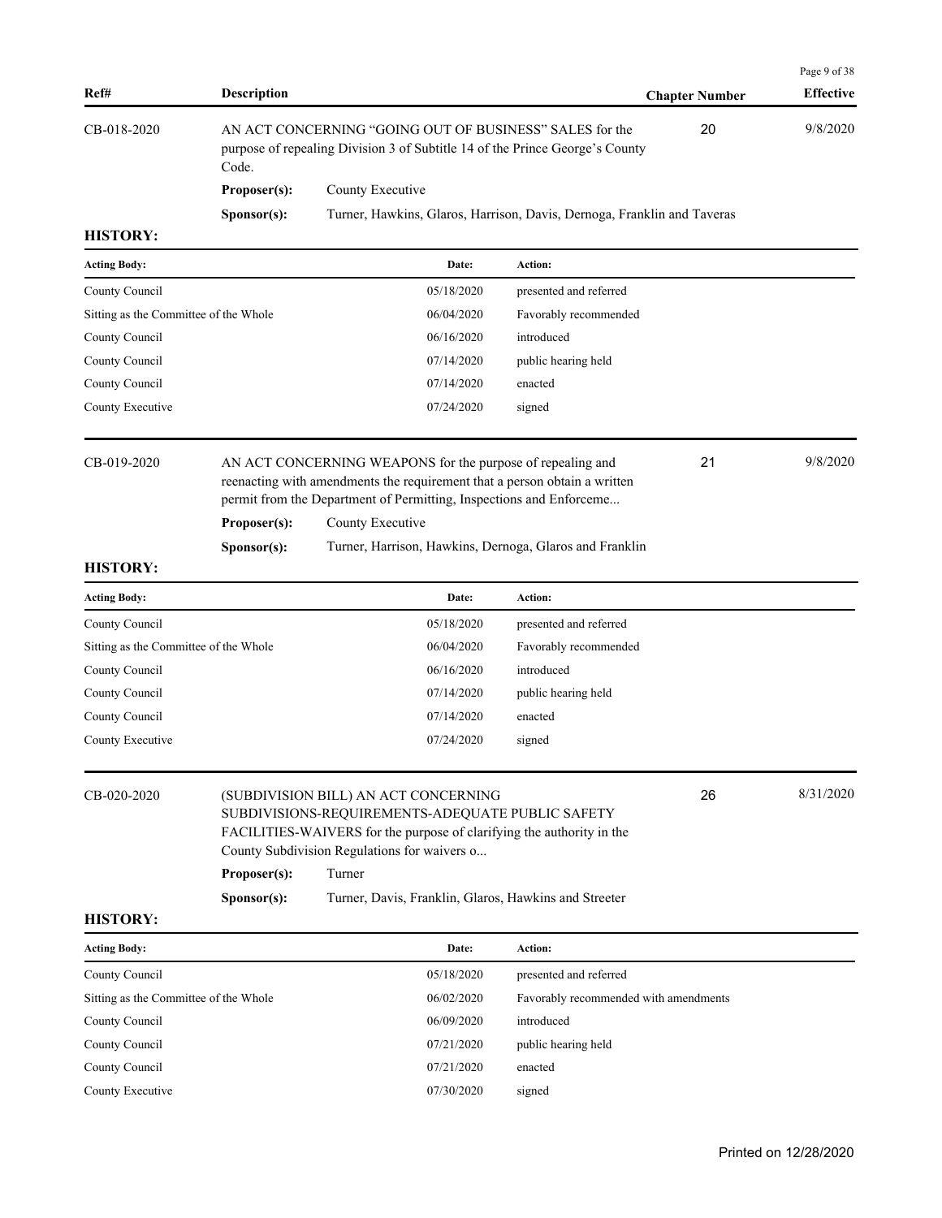| Ref# | Description | Chapter Number | Effective |
|---|---|---|---|
| CB-018-2020 | AN ACT CONCERNING "GOING OUT OF BUSINESS" SALES for the purpose of repealing Division 3 of Subtitle 14 of the Prince George's County Code. | 20 | 9/8/2020 |

**Proposer(s):** County Executive

**Sponsor(s):** Turner, Hawkins, Glaros, Harrison, Davis, Dernoga, Franklin and Taveras

**HISTORY:**

| Acting Body: | Date: | Action: |
|---|---|---|
| County Council | 05/18/2020 | presented and referred |
| Sitting as the Committee of the Whole | 06/04/2020 | Favorably recommended |
| County Council | 06/16/2020 | introduced |
| County Council | 07/14/2020 | public hearing held |
| County Council | 07/14/2020 | enacted |
| County Executive | 07/24/2020 | signed |

| Ref# | Description | Chapter Number | Effective |
|---|---|---|---|
| CB-019-2020 | AN ACT CONCERNING WEAPONS for the purpose of repealing and reenacting with amendments the requirement that a person obtain a written permit from the Department of Permitting, Inspections and Enforceme... | 21 | 9/8/2020 |

**Proposer(s):** County Executive

**Sponsor(s):** Turner, Harrison, Hawkins, Dernoga, Glaros and Franklin

**HISTORY:**

| Acting Body: | Date: | Action: |
|---|---|---|
| County Council | 05/18/2020 | presented and referred |
| Sitting as the Committee of the Whole | 06/04/2020 | Favorably recommended |
| County Council | 06/16/2020 | introduced |
| County Council | 07/14/2020 | public hearing held |
| County Council | 07/14/2020 | enacted |
| County Executive | 07/24/2020 | signed |

| Ref# | Description | Chapter Number | Effective |
|---|---|---|---|
| CB-020-2020 | (SUBDIVISION BILL) AN ACT CONCERNING SUBDIVISIONS-REQUIREMENTS-ADEQUATE PUBLIC SAFETY FACILITIES-WAIVERS for the purpose of clarifying the authority in the County Subdivision Regulations for waivers o... | 26 | 8/31/2020 |

**Proposer(s):** Turner

**Sponsor(s):** Turner, Davis, Franklin, Glaros, Hawkins and Streeter

**HISTORY:**

| Acting Body: | Date: | Action: |
|---|---|---|
| County Council | 05/18/2020 | presented and referred |
| Sitting as the Committee of the Whole | 06/02/2020 | Favorably recommended with amendments |
| County Council | 06/09/2020 | introduced |
| County Council | 07/21/2020 | public hearing held |
| County Council | 07/21/2020 | enacted |
| County Executive | 07/30/2020 | signed |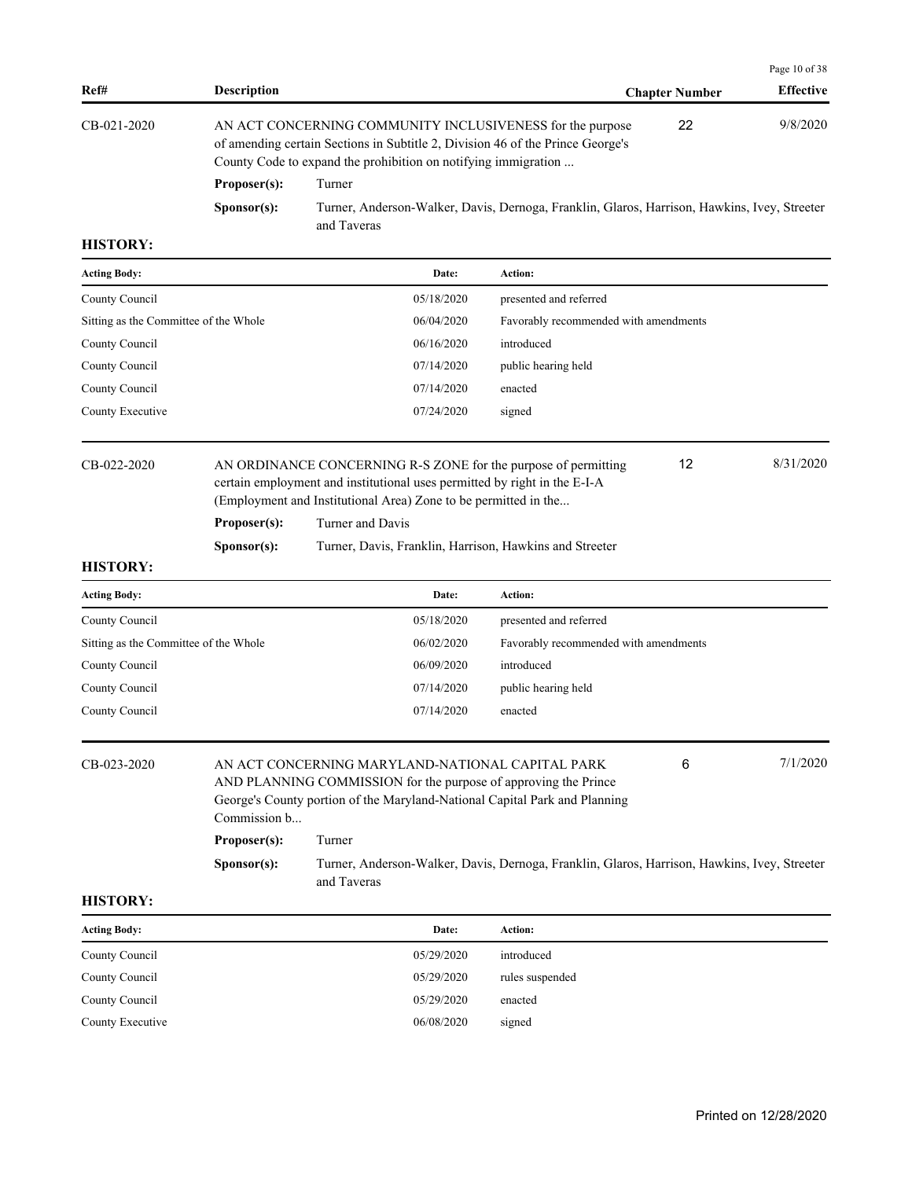| Ref# | Description | Chapter Number | Effective |
|---|---|---|---|
| CB-021-2020 | AN ACT CONCERNING COMMUNITY INCLUSIVENESS for the purpose of amending certain Sections in Subtitle 2, Division 46 of the Prince George's County Code to expand the prohibition on notifying immigration ... | 22 | 9/8/2020 |

**Proposer(s):** Turner

**Sponsor(s):** Turner, Anderson-Walker, Davis, Dernoga, Franklin, Glaros, Harrison, Hawkins, Ivey, Streeter and Taveras

**HISTORY:**

| Acting Body: | Date: | Action: |
|---|---|---|
| County Council | 05/18/2020 | presented and referred |
| Sitting as the Committee of the Whole | 06/04/2020 | Favorably recommended with amendments |
| County Council | 06/16/2020 | introduced |
| County Council | 07/14/2020 | public hearing held |
| County Council | 07/14/2020 | enacted |
| County Executive | 07/24/2020 | signed |

| Ref# | Description | Chapter Number | Effective |
|---|---|---|---|
| CB-022-2020 | AN ORDINANCE CONCERNING R-S ZONE for the purpose of permitting certain employment and institutional uses permitted by right in the E-I-A (Employment and Institutional Area) Zone to be permitted in the... | 12 | 8/31/2020 |

**Proposer(s):** Turner and Davis

**Sponsor(s):** Turner, Davis, Franklin, Harrison, Hawkins and Streeter

**HISTORY:**

| Acting Body: | Date: | Action: |
|---|---|---|
| County Council | 05/18/2020 | presented and referred |
| Sitting as the Committee of the Whole | 06/02/2020 | Favorably recommended with amendments |
| County Council | 06/09/2020 | introduced |
| County Council | 07/14/2020 | public hearing held |
| County Council | 07/14/2020 | enacted |

| Ref# | Description | Chapter Number | Effective |
|---|---|---|---|
| CB-023-2020 | AN ACT CONCERNING MARYLAND-NATIONAL CAPITAL PARK AND PLANNING COMMISSION for the purpose of approving the Prince George's County portion of the Maryland-National Capital Park and Planning Commission b... | 6 | 7/1/2020 |

**Proposer(s):** Turner

**Sponsor(s):** Turner, Anderson-Walker, Davis, Dernoga, Franklin, Glaros, Harrison, Hawkins, Ivey, Streeter and Taveras

**HISTORY:**

| Acting Body: | Date: | Action: |
|---|---|---|
| County Council | 05/29/2020 | introduced |
| County Council | 05/29/2020 | rules suspended |
| County Council | 05/29/2020 | enacted |
| County Executive | 06/08/2020 | signed |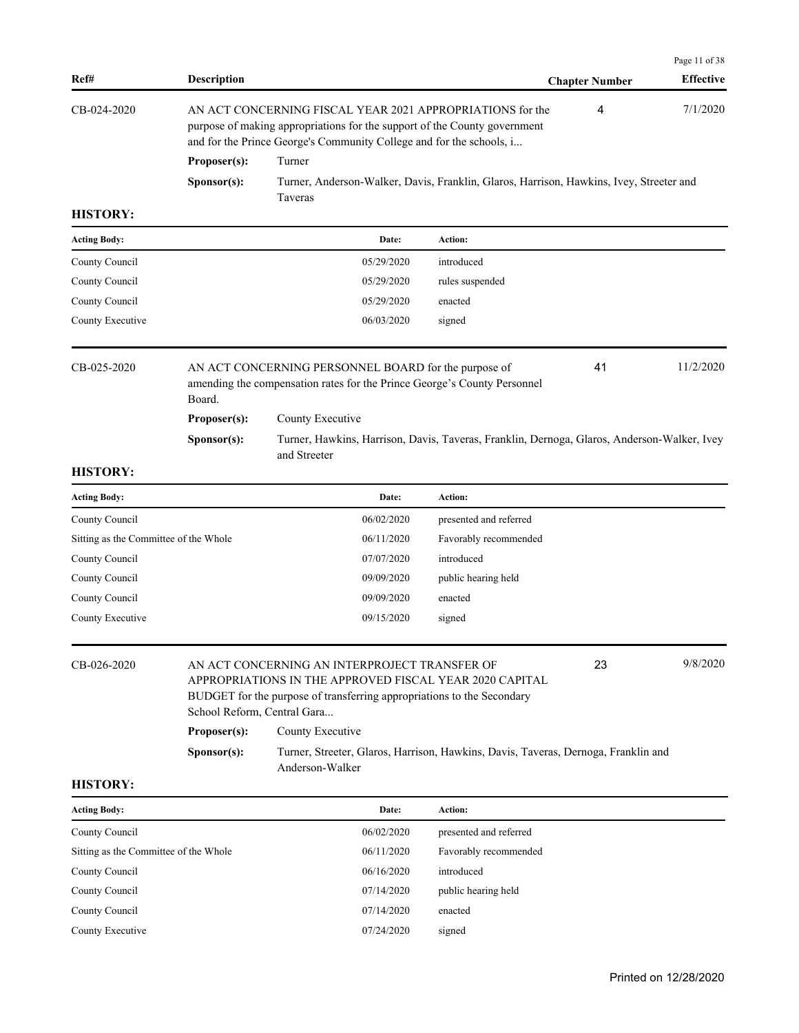| Ref# | Description | Chapter Number | Effective |
|---|---|---|---|
| CB-024-2020 | AN ACT CONCERNING FISCAL YEAR 2021 APPROPRIATIONS for the purpose of making appropriations for the support of the County government and for the Prince George's Community College and for the schools, i... | 4 | 7/1/2020 |

**Proposer(s):** Turner

**Sponsor(s):** Turner, Anderson-Walker, Davis, Franklin, Glaros, Harrison, Hawkins, Ivey, Streeter and Taveras

**HISTORY:**

| Acting Body: | Date: | Action: |
|---|---|---|
| County Council | 05/29/2020 | introduced |
| County Council | 05/29/2020 | rules suspended |
| County Council | 05/29/2020 | enacted |
| County Executive | 06/03/2020 | signed |

---

| Ref# | Description | Chapter Number | Effective |
|---|---|---|---|
| CB-025-2020 | AN ACT CONCERNING PERSONNEL BOARD for the purpose of amending the compensation rates for the Prince George's County Personnel Board. | 41 | 11/2/2020 |

**Proposer(s):** County Executive

**Sponsor(s):** Turner, Hawkins, Harrison, Davis, Taveras, Franklin, Dernoga, Glaros, Anderson-Walker, Ivey and Streeter

**HISTORY:**

| Acting Body: | Date: | Action: |
|---|---|---|
| County Council | 06/02/2020 | presented and referred |
| Sitting as the Committee of the Whole | 06/11/2020 | Favorably recommended |
| County Council | 07/07/2020 | introduced |
| County Council | 09/09/2020 | public hearing held |
| County Council | 09/09/2020 | enacted |
| County Executive | 09/15/2020 | signed |

---

| Ref# | Description | Chapter Number | Effective |
|---|---|---|---|
| CB-026-2020 | AN ACT CONCERNING AN INTERPROJECT TRANSFER OF APPROPRIATIONS IN THE APPROVED FISCAL YEAR 2020 CAPITAL BUDGET for the purpose of transferring appropriations to the Secondary School Reform, Central Gara... | 23 | 9/8/2020 |

**Proposer(s):** County Executive

**Sponsor(s):** Turner, Streeter, Glaros, Harrison, Hawkins, Davis, Taveras, Dernoga, Franklin and Anderson-Walker

**HISTORY:**

| Acting Body: | Date: | Action: |
|---|---|---|
| County Council | 06/02/2020 | presented and referred |
| Sitting as the Committee of the Whole | 06/11/2020 | Favorably recommended |
| County Council | 06/16/2020 | introduced |
| County Council | 07/14/2020 | public hearing held |
| County Council | 07/14/2020 | enacted |
| County Executive | 07/24/2020 | signed |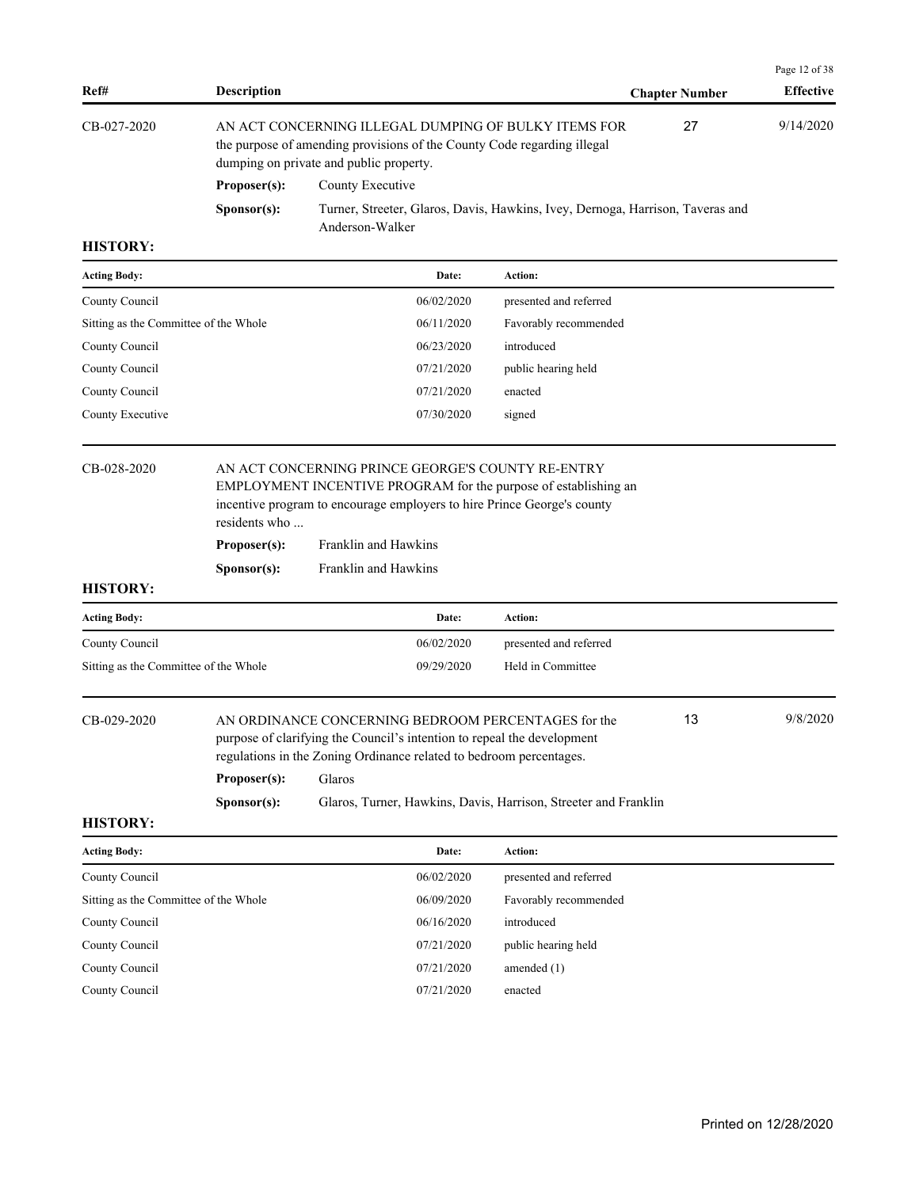| Ref# | Description | Chapter Number | Effective |
|---|---|---|---|
| CB-027-2020 | AN ACT CONCERNING ILLEGAL DUMPING OF BULKY ITEMS FOR the purpose of amending provisions of the County Code regarding illegal dumping on private and public property. | 27 | 9/14/2020 |

**Proposer(s):** County Executive

**Sponsor(s):** Turner, Streeter, Glaros, Davis, Hawkins, Ivey, Dernoga, Harrison, Taveras and Anderson-Walker

**HISTORY:**

| Acting Body: | Date: | Action: |
|---|---|---|
| County Council | 06/02/2020 | presented and referred |
| Sitting as the Committee of the Whole | 06/11/2020 | Favorably recommended |
| County Council | 06/23/2020 | introduced |
| County Council | 07/21/2020 | public hearing held |
| County Council | 07/21/2020 | enacted |
| County Executive | 07/30/2020 | signed |

---

| Ref# | Description | Chapter Number | Effective |
|---|---|---|---|
| CB-028-2020 | AN ACT CONCERNING PRINCE GEORGE'S COUNTY RE-ENTRY EMPLOYMENT INCENTIVE PROGRAM for the purpose of establishing an incentive program to encourage employers to hire Prince George's county residents who ... | | |

**Proposer(s):** Franklin and Hawkins

**Sponsor(s):** Franklin and Hawkins

**HISTORY:**

| Acting Body: | Date: | Action: |
|---|---|---|
| County Council | 06/02/2020 | presented and referred |
| Sitting as the Committee of the Whole | 09/29/2020 | Held in Committee |

---

| Ref# | Description | Chapter Number | Effective |
|---|---|---|---|
| CB-029-2020 | AN ORDINANCE CONCERNING BEDROOM PERCENTAGES for the purpose of clarifying the Council's intention to repeal the development regulations in the Zoning Ordinance related to bedroom percentages. | 13 | 9/8/2020 |

**Proposer(s):** Glaros

**Sponsor(s):** Glaros, Turner, Hawkins, Davis, Harrison, Streeter and Franklin

**HISTORY:**

| Acting Body: | Date: | Action: |
|---|---|---|
| County Council | 06/02/2020 | presented and referred |
| Sitting as the Committee of the Whole | 06/09/2020 | Favorably recommended |
| County Council | 06/16/2020 | introduced |
| County Council | 07/21/2020 | public hearing held |
| County Council | 07/21/2020 | amended (1) |
| County Council | 07/21/2020 | enacted |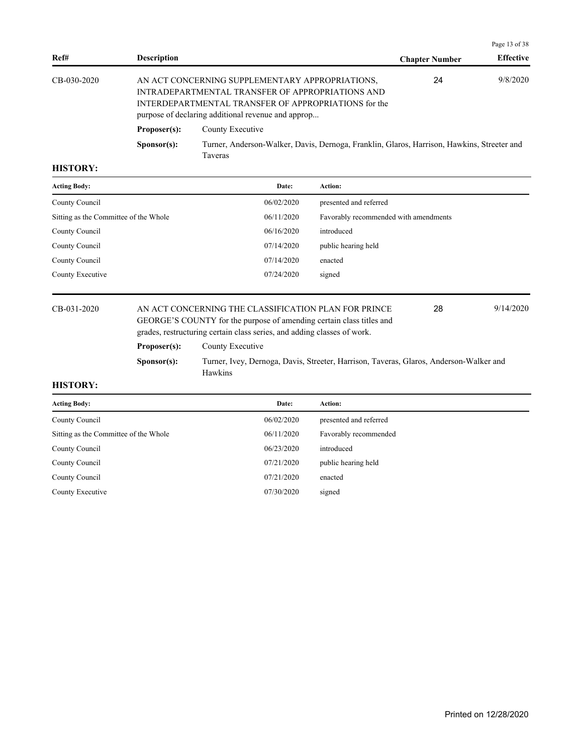| Ref# | Description | Chapter Number | Effective |
|---|---|---|---|
| CB-030-2020 | AN ACT CONCERNING SUPPLEMENTARY APPROPRIATIONS, INTRADEPARTMENTAL TRANSFER OF APPROPRIATIONS AND INTERDEPARTMENTAL TRANSFER OF APPROPRIATIONS for the purpose of declaring additional revenue and approp... | 24 | 9/8/2020 |

**Proposer(s):** County Executive

**Sponsor(s):** Turner, Anderson-Walker, Davis, Dernoga, Franklin, Glaros, Harrison, Hawkins, Streeter and Taveras

**HISTORY:**

| Acting Body: | Date: | Action: |
|---|---|---|
| County Council | 06/02/2020 | presented and referred |
| Sitting as the Committee of the Whole | 06/11/2020 | Favorably recommended with amendments |
| County Council | 06/16/2020 | introduced |
| County Council | 07/14/2020 | public hearing held |
| County Council | 07/14/2020 | enacted |
| County Executive | 07/24/2020 | signed |

| Ref# | Description | Chapter Number | Effective |
|---|---|---|---|
| CB-031-2020 | AN ACT CONCERNING THE CLASSIFICATION PLAN FOR PRINCE GEORGE'S COUNTY for the purpose of amending certain class titles and grades, restructuring certain class series, and adding classes of work. | 28 | 9/14/2020 |

**Proposer(s):** County Executive

**Sponsor(s):** Turner, Ivey, Dernoga, Davis, Streeter, Harrison, Taveras, Glaros, Anderson-Walker and Hawkins

**HISTORY:**

| Acting Body: | Date: | Action: |
|---|---|---|
| County Council | 06/02/2020 | presented and referred |
| Sitting as the Committee of the Whole | 06/11/2020 | Favorably recommended |
| County Council | 06/23/2020 | introduced |
| County Council | 07/21/2020 | public hearing held |
| County Council | 07/21/2020 | enacted |
| County Executive | 07/30/2020 | signed |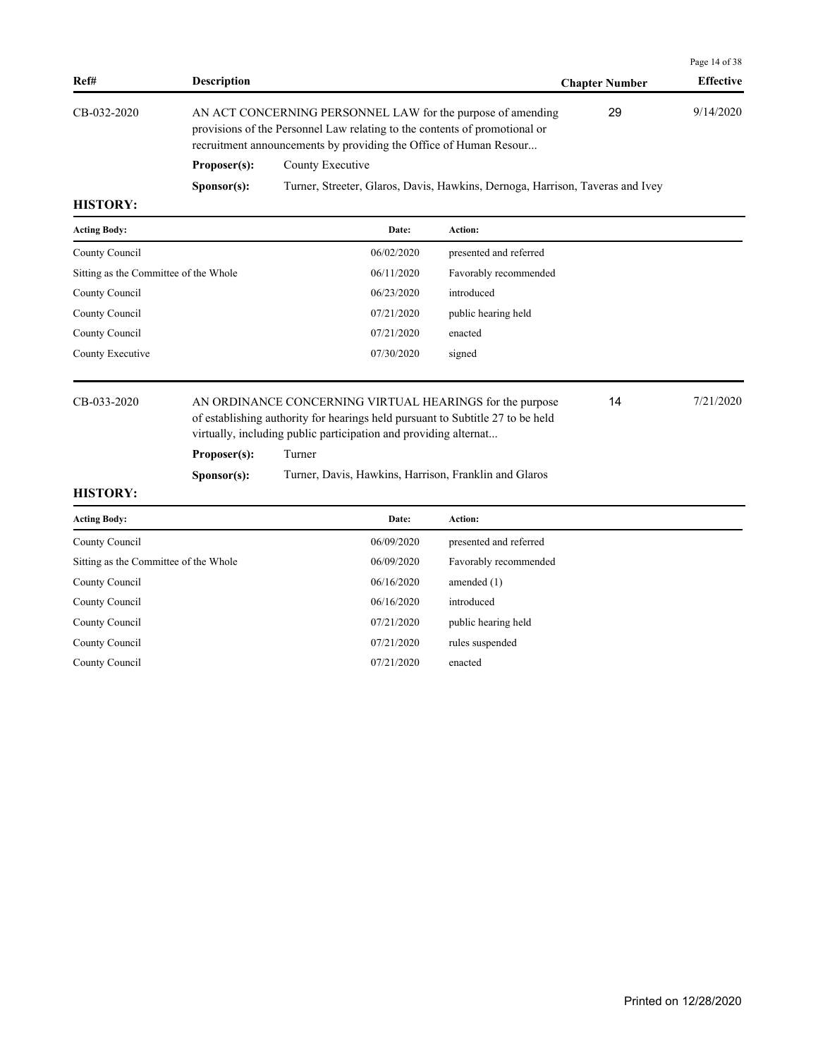| Ref# | Description | Chapter Number | Effective |
| --- | --- | --- | --- |
| CB-032-2020 | AN ACT CONCERNING PERSONNEL LAW for the purpose of amending provisions of the Personnel Law relating to the contents of promotional or recruitment announcements by providing the Office of Human Resour... | 29 | 9/14/2020 |

**Proposer(s):** County Executive

**Sponsor(s):** Turner, Streeter, Glaros, Davis, Hawkins, Dernoga, Harrison, Taveras and Ivey

**HISTORY:**

| Acting Body: | Date: | Action: |
| --- | --- | --- |
| County Council | 06/02/2020 | presented and referred |
| Sitting as the Committee of the Whole | 06/11/2020 | Favorably recommended |
| County Council | 06/23/2020 | introduced |
| County Council | 07/21/2020 | public hearing held |
| County Council | 07/21/2020 | enacted |
| County Executive | 07/30/2020 | signed |

| Ref# | Description | Chapter Number | Effective |
| --- | --- | --- | --- |
| CB-033-2020 | AN ORDINANCE CONCERNING VIRTUAL HEARINGS for the purpose of establishing authority for hearings held pursuant to Subtitle 27 to be held virtually, including public participation and providing alternat... | 14 | 7/21/2020 |

**Proposer(s):** Turner

**Sponsor(s):** Turner, Davis, Hawkins, Harrison, Franklin and Glaros

**HISTORY:**

| Acting Body: | Date: | Action: |
| --- | --- | --- |
| County Council | 06/09/2020 | presented and referred |
| Sitting as the Committee of the Whole | 06/09/2020 | Favorably recommended |
| County Council | 06/16/2020 | amended (1) |
| County Council | 06/16/2020 | introduced |
| County Council | 07/21/2020 | public hearing held |
| County Council | 07/21/2020 | rules suspended |
| County Council | 07/21/2020 | enacted |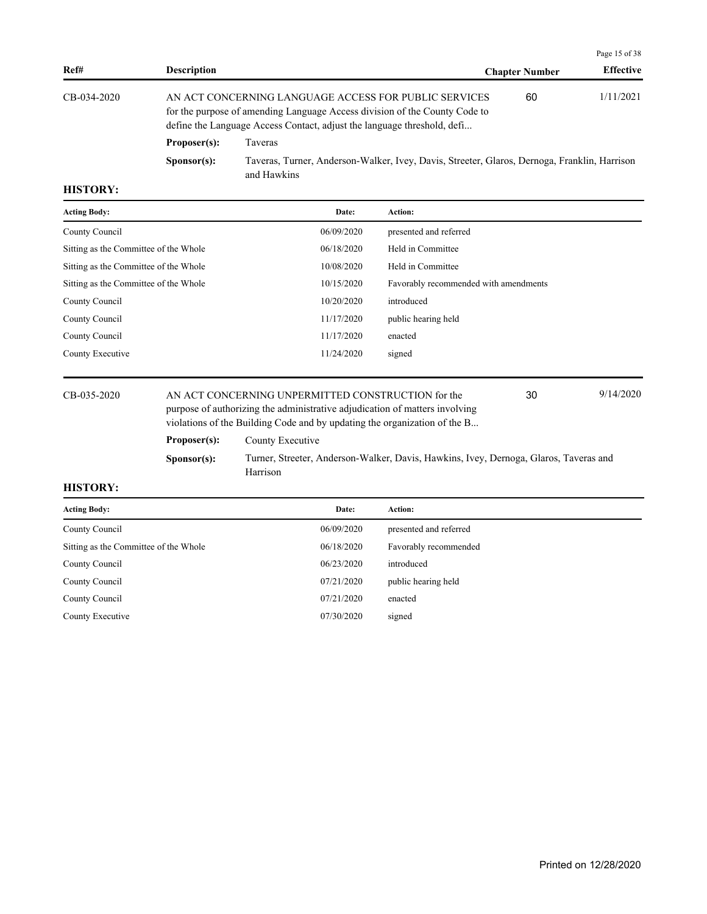| Ref# | Description | Chapter Number | Effective |
|---|---|---|---|
| CB-034-2020 | AN ACT CONCERNING LANGUAGE ACCESS FOR PUBLIC SERVICES for the purpose of amending Language Access division of the County Code to define the Language Access Contact, adjust the language threshold, defi... | 60 | 1/11/2021 |

**Proposer(s):** Taveras

**Sponsor(s):** Taveras, Turner, Anderson-Walker, Ivey, Davis, Streeter, Glaros, Dernoga, Franklin, Harrison and Hawkins

**HISTORY:**

| Acting Body: | Date: | Action: |
|---|---|---|
| County Council | 06/09/2020 | presented and referred |
| Sitting as the Committee of the Whole | 06/18/2020 | Held in Committee |
| Sitting as the Committee of the Whole | 10/08/2020 | Held in Committee |
| Sitting as the Committee of the Whole | 10/15/2020 | Favorably recommended with amendments |
| County Council | 10/20/2020 | introduced |
| County Council | 11/17/2020 | public hearing held |
| County Council | 11/17/2020 | enacted |
| County Executive | 11/24/2020 | signed |

| Ref# | Description | Chapter Number | Effective |
|---|---|---|---|
| CB-035-2020 | AN ACT CONCERNING UNPERMITTED CONSTRUCTION for the purpose of authorizing the administrative adjudication of matters involving violations of the Building Code and by updating the organization of the B... | 30 | 9/14/2020 |

**Proposer(s):** County Executive

**Sponsor(s):** Turner, Streeter, Anderson-Walker, Davis, Hawkins, Ivey, Dernoga, Glaros, Taveras and Harrison

**HISTORY:**

| Acting Body: | Date: | Action: |
|---|---|---|
| County Council | 06/09/2020 | presented and referred |
| Sitting as the Committee of the Whole | 06/18/2020 | Favorably recommended |
| County Council | 06/23/2020 | introduced |
| County Council | 07/21/2020 | public hearing held |
| County Council | 07/21/2020 | enacted |
| County Executive | 07/30/2020 | signed |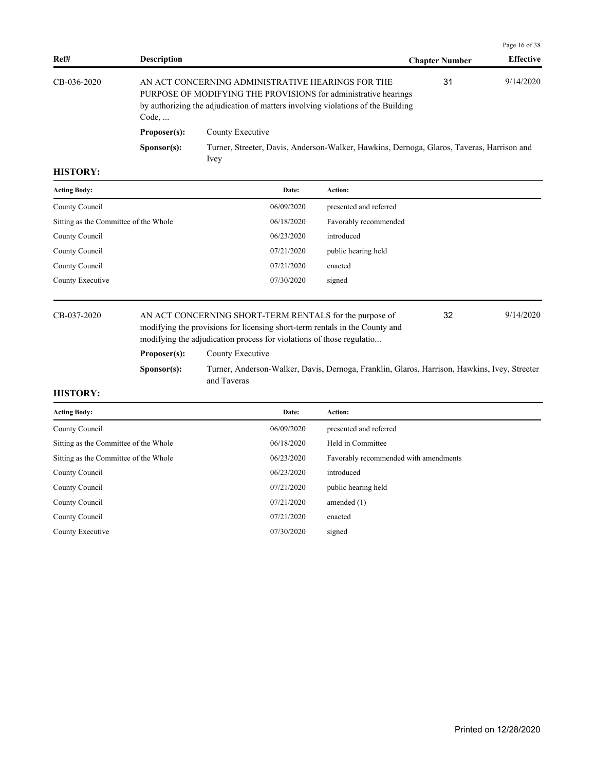| Ref# | Description | Chapter Number | Effective |
|---|---|---|---|
| CB-036-2020 | AN ACT CONCERNING ADMINISTRATIVE HEARINGS FOR THE PURPOSE OF MODIFYING THE PROVISIONS for administrative hearings by authorizing the adjudication of matters involving violations of the Building Code, ... | 31 | 9/14/2020 |

**Proposer(s):** County Executive

**Sponsor(s):** Turner, Streeter, Davis, Anderson-Walker, Hawkins, Dernoga, Glaros, Taveras, Harrison and Ivey

**HISTORY:**

| Acting Body: | Date: | Action: |
|---|---|---|
| County Council | 06/09/2020 | presented and referred |
| Sitting as the Committee of the Whole | 06/18/2020 | Favorably recommended |
| County Council | 06/23/2020 | introduced |
| County Council | 07/21/2020 | public hearing held |
| County Council | 07/21/2020 | enacted |
| County Executive | 07/30/2020 | signed |

| Ref# | Description | Chapter Number | Effective |
|---|---|---|---|
| CB-037-2020 | AN ACT CONCERNING SHORT-TERM RENTALS for the purpose of modifying the provisions for licensing short-term rentals in the County and modifying the adjudication process for violations of those regulatio... | 32 | 9/14/2020 |

**Proposer(s):** County Executive

**Sponsor(s):** Turner, Anderson-Walker, Davis, Dernoga, Franklin, Glaros, Harrison, Hawkins, Ivey, Streeter and Taveras

**HISTORY:**

| Acting Body: | Date: | Action: |
|---|---|---|
| County Council | 06/09/2020 | presented and referred |
| Sitting as the Committee of the Whole | 06/18/2020 | Held in Committee |
| Sitting as the Committee of the Whole | 06/23/2020 | Favorably recommended with amendments |
| County Council | 06/23/2020 | introduced |
| County Council | 07/21/2020 | public hearing held |
| County Council | 07/21/2020 | amended (1) |
| County Council | 07/21/2020 | enacted |
| County Executive | 07/30/2020 | signed |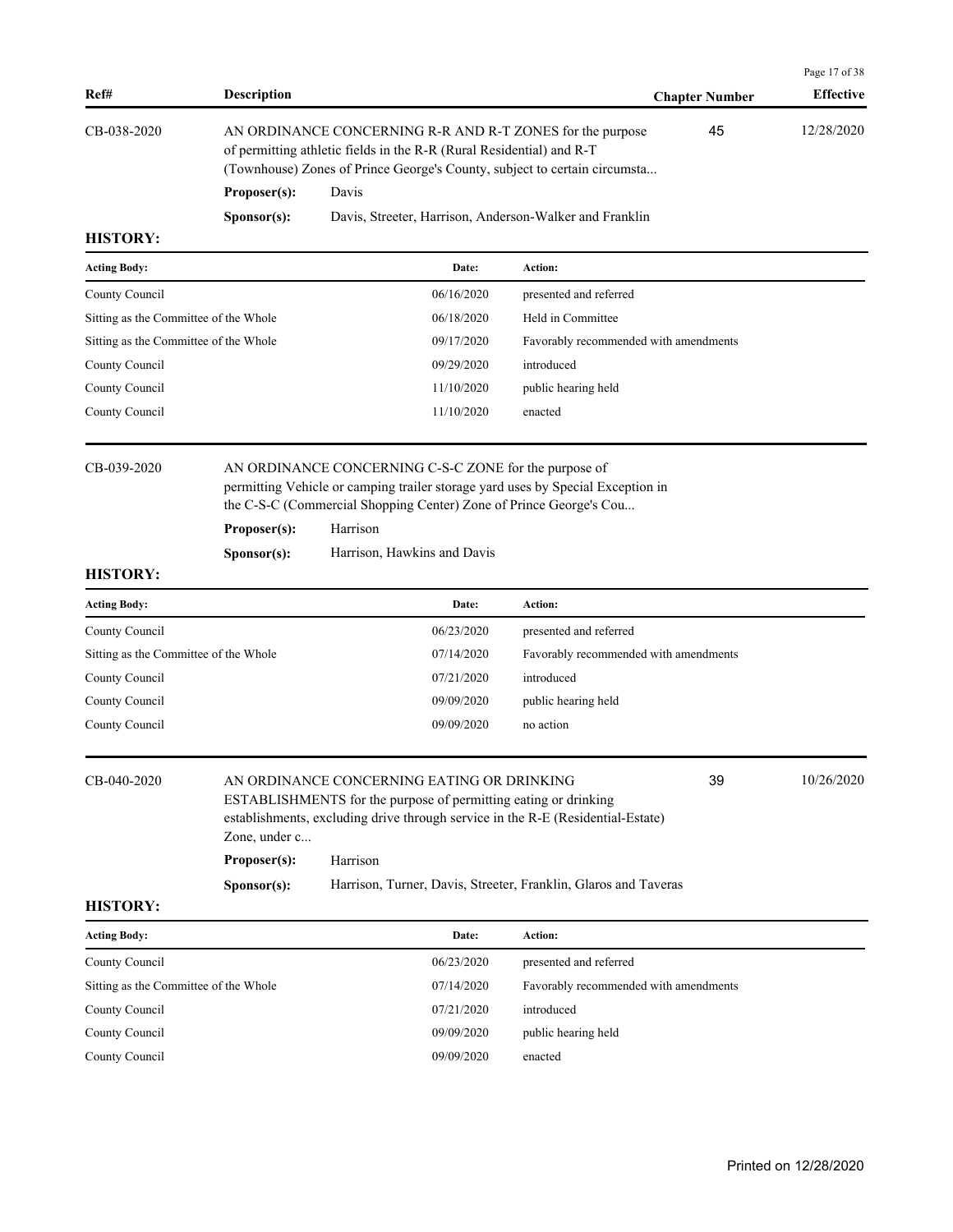| Ref# | Description | Chapter Number | Effective |
|---|---|---|---|
| CB-038-2020 | AN ORDINANCE CONCERNING R-R AND R-T ZONES for the purpose of permitting athletic fields in the R-R (Rural Residential) and R-T (Townhouse) Zones of Prince George's County, subject to certain circumsta... | 45 | 12/28/2020 |

**Proposer(s):** Davis

**Sponsor(s):** Davis, Streeter, Harrison, Anderson-Walker and Franklin

**HISTORY:**

| Acting Body: | Date: | Action: |
|---|---|---|
| County Council | 06/16/2020 | presented and referred |
| Sitting as the Committee of the Whole | 06/18/2020 | Held in Committee |
| Sitting as the Committee of the Whole | 09/17/2020 | Favorably recommended with amendments |
| County Council | 09/29/2020 | introduced |
| County Council | 11/10/2020 | public hearing held |
| County Council | 11/10/2020 | enacted |

| Ref# | Description | Chapter Number | Effective |
|---|---|---|---|
| CB-039-2020 | AN ORDINANCE CONCERNING C-S-C ZONE for the purpose of permitting Vehicle or camping trailer storage yard uses by Special Exception in the C-S-C (Commercial Shopping Center) Zone of Prince George's Cou... | | |

**Proposer(s):** Harrison

**Sponsor(s):** Harrison, Hawkins and Davis

**HISTORY:**

| Acting Body: | Date: | Action: |
|---|---|---|
| County Council | 06/23/2020 | presented and referred |
| Sitting as the Committee of the Whole | 07/14/2020 | Favorably recommended with amendments |
| County Council | 07/21/2020 | introduced |
| County Council | 09/09/2020 | public hearing held |
| County Council | 09/09/2020 | no action |

| Ref# | Description | Chapter Number | Effective |
|---|---|---|---|
| CB-040-2020 | AN ORDINANCE CONCERNING EATING OR DRINKING ESTABLISHMENTS for the purpose of permitting eating or drinking establishments, excluding drive through service in the R-E (Residential-Estate) Zone, under c... | 39 | 10/26/2020 |

**Proposer(s):** Harrison

**Sponsor(s):** Harrison, Turner, Davis, Streeter, Franklin, Glaros and Taveras

**HISTORY:**

| Acting Body: | Date: | Action: |
|---|---|---|
| County Council | 06/23/2020 | presented and referred |
| Sitting as the Committee of the Whole | 07/14/2020 | Favorably recommended with amendments |
| County Council | 07/21/2020 | introduced |
| County Council | 09/09/2020 | public hearing held |
| County Council | 09/09/2020 | enacted |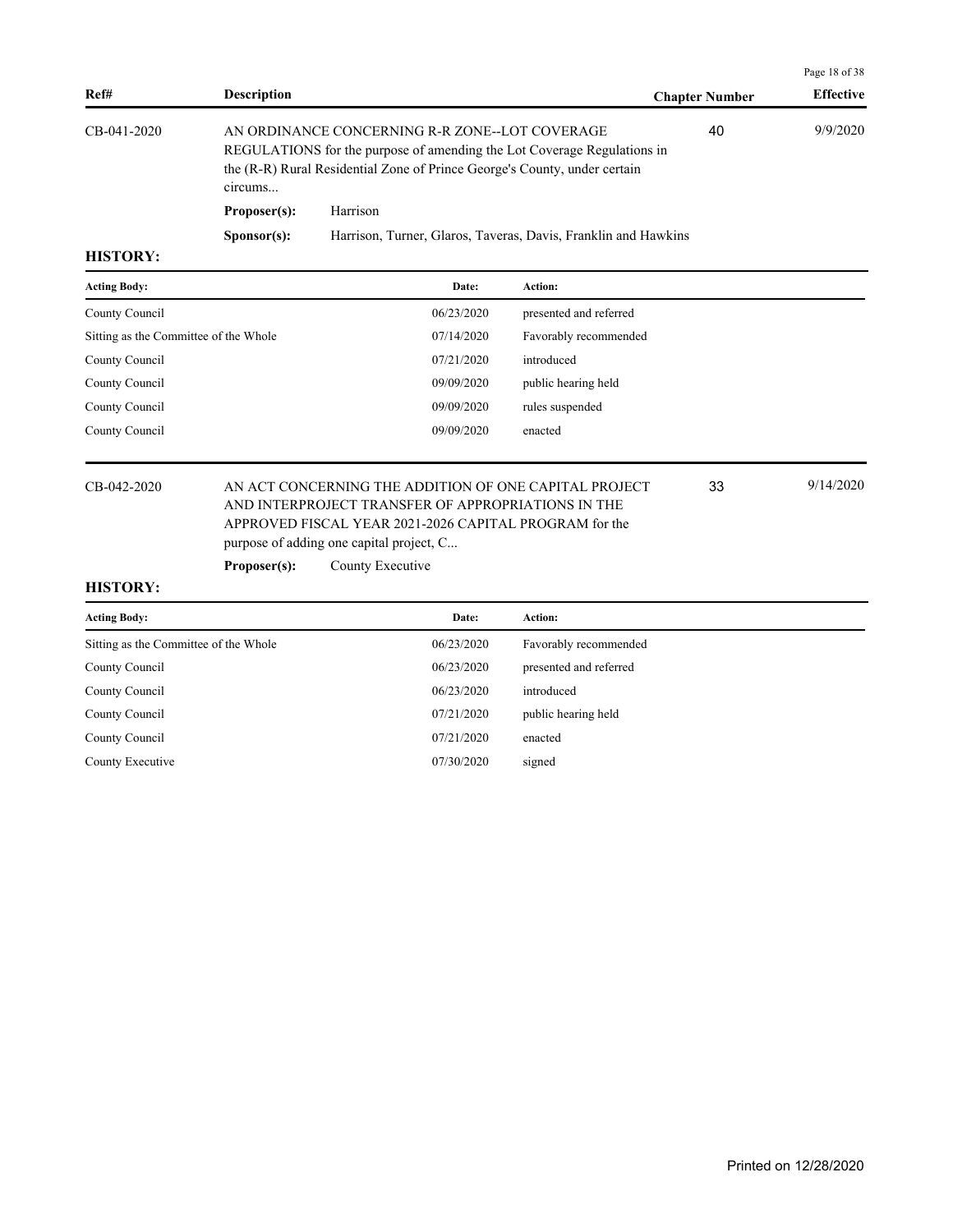| Ref# | Description | Chapter Number | Effective |
|---|---|---|---|
| CB-041-2020 | AN ORDINANCE CONCERNING R-R ZONE--LOT COVERAGE REGULATIONS for the purpose of amending the Lot Coverage Regulations in the (R-R) Rural Residential Zone of Prince George's County, under certain circums... | 40 | 9/9/2020 |

**Proposer(s):** Harrison

**Sponsor(s):** Harrison, Turner, Glaros, Taveras, Davis, Franklin and Hawkins

**HISTORY:**

| Acting Body: | Date: | Action: |
|---|---|---|
| County Council | 06/23/2020 | presented and referred |
| Sitting as the Committee of the Whole | 07/14/2020 | Favorably recommended |
| County Council | 07/21/2020 | introduced |
| County Council | 09/09/2020 | public hearing held |
| County Council | 09/09/2020 | rules suspended |
| County Council | 09/09/2020 | enacted |

| Ref# | Description | Chapter Number | Effective |
|---|---|---|---|
| CB-042-2020 | AN ACT CONCERNING THE ADDITION OF ONE CAPITAL PROJECT AND INTERPROJECT TRANSFER OF APPROPRIATIONS IN THE APPROVED FISCAL YEAR 2021-2026 CAPITAL PROGRAM for the purpose of adding one capital project, C... | 33 | 9/14/2020 |

**Proposer(s):** County Executive

**HISTORY:**

| Acting Body: | Date: | Action: |
|---|---|---|
| Sitting as the Committee of the Whole | 06/23/2020 | Favorably recommended |
| County Council | 06/23/2020 | presented and referred |
| County Council | 06/23/2020 | introduced |
| County Council | 07/21/2020 | public hearing held |
| County Council | 07/21/2020 | enacted |
| County Executive | 07/30/2020 | signed |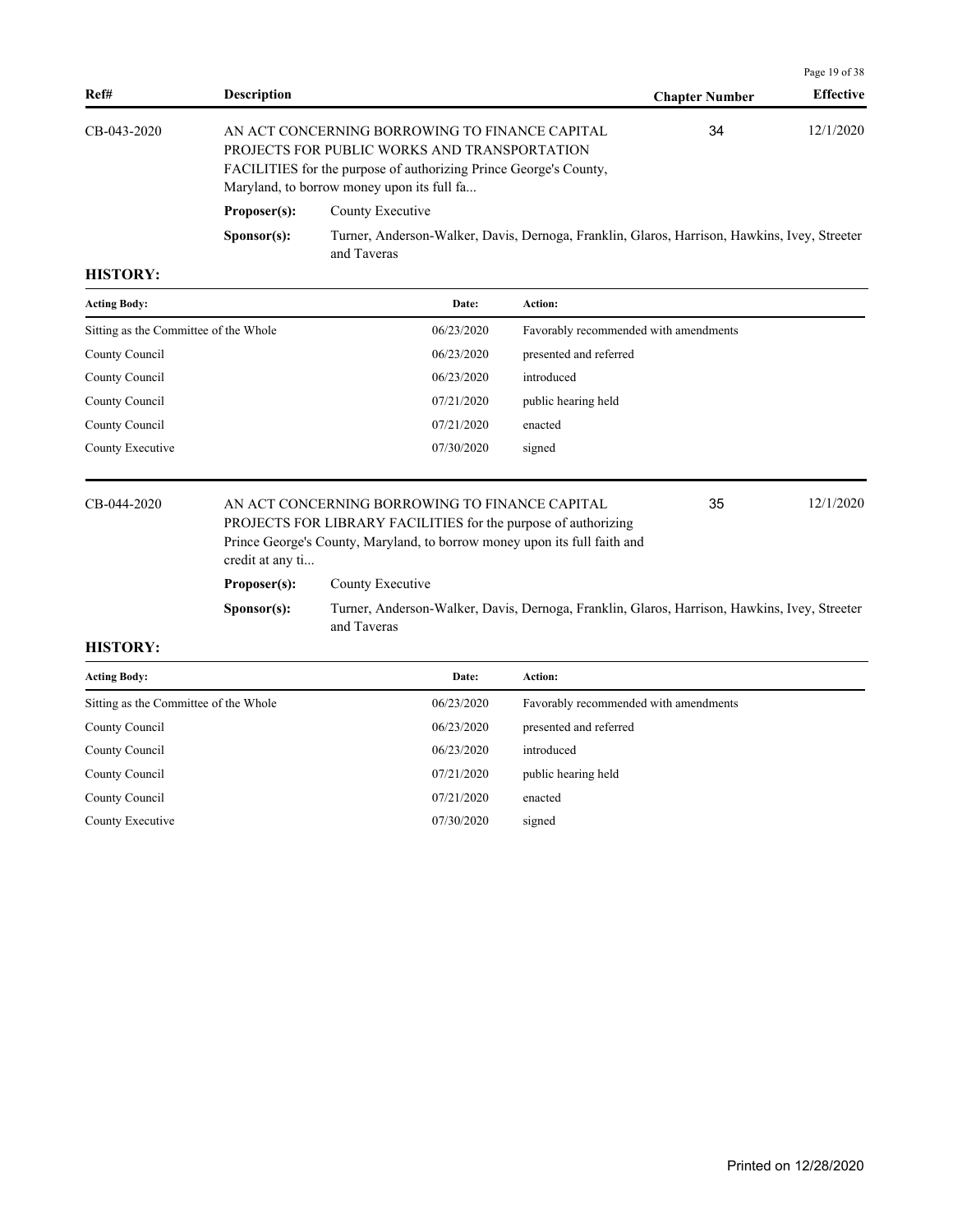| Ref# | Description | Chapter Number | Effective |
|---|---|---|---|
| CB-043-2020 | AN ACT CONCERNING BORROWING TO FINANCE CAPITAL PROJECTS FOR PUBLIC WORKS AND TRANSPORTATION FACILITIES for the purpose of authorizing Prince George's County, Maryland, to borrow money upon its full fa... | 34 | 12/1/2020 |

**Proposer(s):** County Executive

**Sponsor(s):** Turner, Anderson-Walker, Davis, Dernoga, Franklin, Glaros, Harrison, Hawkins, Ivey, Streeter and Taveras

**HISTORY:**

| Acting Body: | Date: | Action: |
|---|---|---|
| Sitting as the Committee of the Whole | 06/23/2020 | Favorably recommended with amendments |
| County Council | 06/23/2020 | presented and referred |
| County Council | 06/23/2020 | introduced |
| County Council | 07/21/2020 | public hearing held |
| County Council | 07/21/2020 | enacted |
| County Executive | 07/30/2020 | signed |

| Ref# | Description | Chapter Number | Effective |
|---|---|---|---|
| CB-044-2020 | AN ACT CONCERNING BORROWING TO FINANCE CAPITAL PROJECTS FOR LIBRARY FACILITIES for the purpose of authorizing Prince George's County, Maryland, to borrow money upon its full faith and credit at any ti... | 35 | 12/1/2020 |

**Proposer(s):** County Executive

**Sponsor(s):** Turner, Anderson-Walker, Davis, Dernoga, Franklin, Glaros, Harrison, Hawkins, Ivey, Streeter and Taveras

**HISTORY:**

| Acting Body: | Date: | Action: |
|---|---|---|
| Sitting as the Committee of the Whole | 06/23/2020 | Favorably recommended with amendments |
| County Council | 06/23/2020 | presented and referred |
| County Council | 06/23/2020 | introduced |
| County Council | 07/21/2020 | public hearing held |
| County Council | 07/21/2020 | enacted |
| County Executive | 07/30/2020 | signed |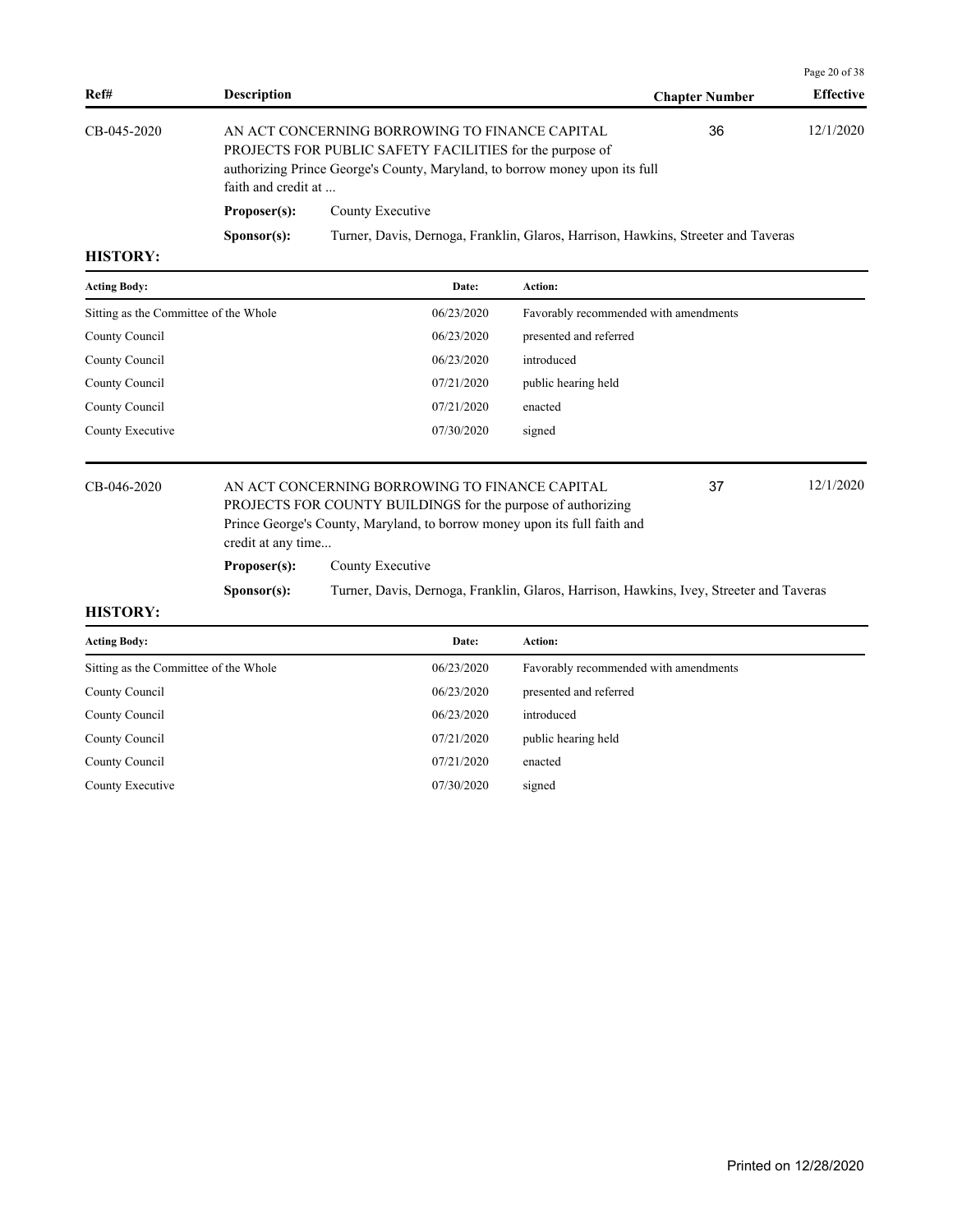| Ref# | Description | Chapter Number | Effective |
|---|---|---|---|
| CB-045-2020 | AN ACT CONCERNING BORROWING TO FINANCE CAPITAL PROJECTS FOR PUBLIC SAFETY FACILITIES for the purpose of authorizing Prince George's County, Maryland, to borrow money upon its full faith and credit at ... | 36 | 12/1/2020 |

**Proposer(s):** County Executive

**Sponsor(s):** Turner, Davis, Dernoga, Franklin, Glaros, Harrison, Hawkins, Streeter and Taveras

**HISTORY:**

| Acting Body: | Date: | Action: |
|---|---|---|
| Sitting as the Committee of the Whole | 06/23/2020 | Favorably recommended with amendments |
| County Council | 06/23/2020 | presented and referred |
| County Council | 06/23/2020 | introduced |
| County Council | 07/21/2020 | public hearing held |
| County Council | 07/21/2020 | enacted |
| County Executive | 07/30/2020 | signed |

| Ref# | Description | Chapter Number | Effective |
|---|---|---|---|
| CB-046-2020 | AN ACT CONCERNING BORROWING TO FINANCE CAPITAL PROJECTS FOR COUNTY BUILDINGS for the purpose of authorizing Prince George's County, Maryland, to borrow money upon its full faith and credit at any time... | 37 | 12/1/2020 |

**Proposer(s):** County Executive

**Sponsor(s):** Turner, Davis, Dernoga, Franklin, Glaros, Harrison, Hawkins, Ivey, Streeter and Taveras

**HISTORY:**

| Acting Body: | Date: | Action: |
|---|---|---|
| Sitting as the Committee of the Whole | 06/23/2020 | Favorably recommended with amendments |
| County Council | 06/23/2020 | presented and referred |
| County Council | 06/23/2020 | introduced |
| County Council | 07/21/2020 | public hearing held |
| County Council | 07/21/2020 | enacted |
| County Executive | 07/30/2020 | signed |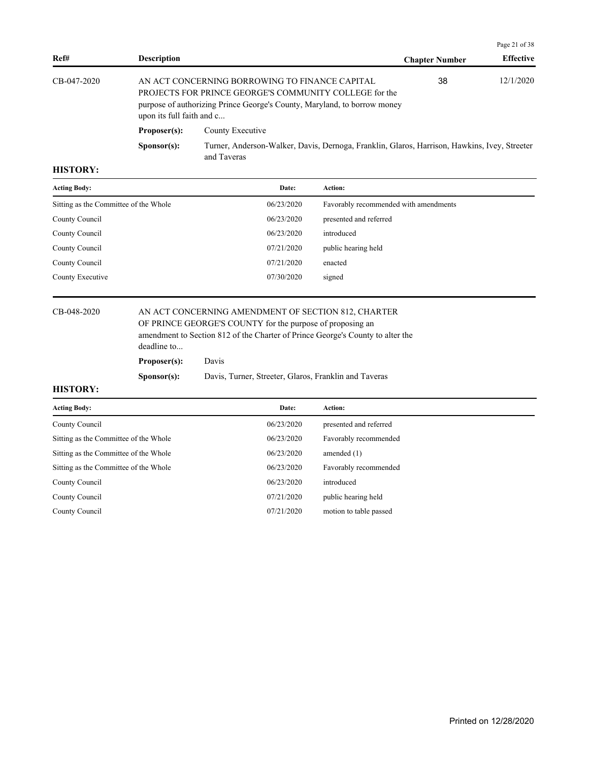| Ref# | Description | Chapter Number | Effective |
|---|---|---|---|
| CB-047-2020 | AN ACT CONCERNING BORROWING TO FINANCE CAPITAL PROJECTS FOR PRINCE GEORGE'S COMMUNITY COLLEGE for the purpose of authorizing Prince George's County, Maryland, to borrow money upon its full faith and c... | 38 | 12/1/2020 |

**Proposer(s):** County Executive

**Sponsor(s):** Turner, Anderson-Walker, Davis, Dernoga, Franklin, Glaros, Harrison, Hawkins, Ivey, Streeter and Taveras

**HISTORY:**

| Acting Body: | Date: | Action: |
|---|---|---|
| Sitting as the Committee of the Whole | 06/23/2020 | Favorably recommended with amendments |
| County Council | 06/23/2020 | presented and referred |
| County Council | 06/23/2020 | introduced |
| County Council | 07/21/2020 | public hearing held |
| County Council | 07/21/2020 | enacted |
| County Executive | 07/30/2020 | signed |

---

**CB-048-2020** — AN ACT CONCERNING AMENDMENT OF SECTION 812, CHARTER OF PRINCE GEORGE'S COUNTY for the purpose of proposing an amendment to Section 812 of the Charter of Prince George's County to alter the deadline to...

**Proposer(s):** Davis

**Sponsor(s):** Davis, Turner, Streeter, Glaros, Franklin and Taveras

**HISTORY:**

| Acting Body: | Date: | Action: |
|---|---|---|
| County Council | 06/23/2020 | presented and referred |
| Sitting as the Committee of the Whole | 06/23/2020 | Favorably recommended |
| Sitting as the Committee of the Whole | 06/23/2020 | amended (1) |
| Sitting as the Committee of the Whole | 06/23/2020 | Favorably recommended |
| County Council | 06/23/2020 | introduced |
| County Council | 07/21/2020 | public hearing held |
| County Council | 07/21/2020 | motion to table passed |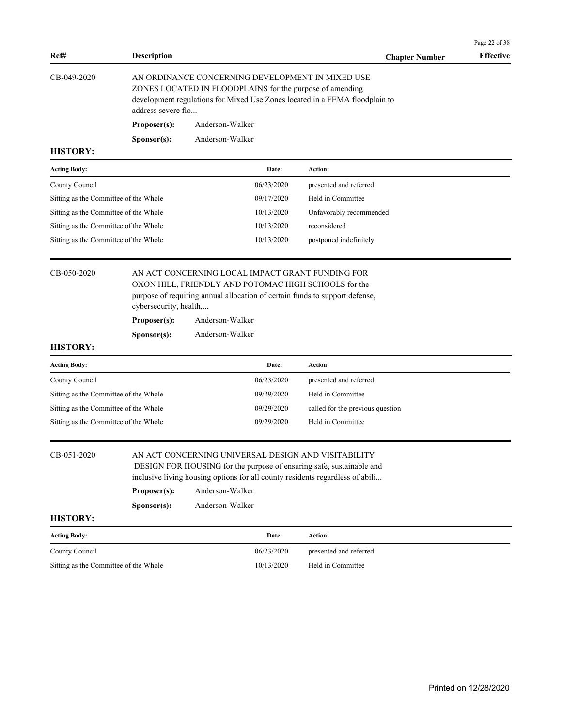| Ref# | Description | Chapter Number | Effective |
|---|---|---|---|

CB-049-2020

AN ORDINANCE CONCERNING DEVELOPMENT IN MIXED USE ZONES LOCATED IN FLOODPLAINS for the purpose of amending development regulations for Mixed Use Zones located in a FEMA floodplain to address severe flo...

**Proposer(s):** Anderson-Walker

**Sponsor(s):** Anderson-Walker

**HISTORY:**

| Acting Body: | Date: | Action: |
|---|---|---|
| County Council | 06/23/2020 | presented and referred |
| Sitting as the Committee of the Whole | 09/17/2020 | Held in Committee |
| Sitting as the Committee of the Whole | 10/13/2020 | Unfavorably recommended |
| Sitting as the Committee of the Whole | 10/13/2020 | reconsidered |
| Sitting as the Committee of the Whole | 10/13/2020 | postponed indefinitely |

CB-050-2020

AN ACT CONCERNING LOCAL IMPACT GRANT FUNDING FOR OXON HILL, FRIENDLY AND POTOMAC HIGH SCHOOLS for the purpose of requiring annual allocation of certain funds to support defense, cybersecurity, health,...

**Proposer(s):** Anderson-Walker

**Sponsor(s):** Anderson-Walker

**HISTORY:**

| Acting Body: | Date: | Action: |
|---|---|---|
| County Council | 06/23/2020 | presented and referred |
| Sitting as the Committee of the Whole | 09/29/2020 | Held in Committee |
| Sitting as the Committee of the Whole | 09/29/2020 | called for the previous question |
| Sitting as the Committee of the Whole | 09/29/2020 | Held in Committee |

CB-051-2020

AN ACT CONCERNING UNIVERSAL DESIGN AND VISITABILITY DESIGN FOR HOUSING for the purpose of ensuring safe, sustainable and inclusive living housing options for all county residents regardless of abili...

**Proposer(s):** Anderson-Walker

**Sponsor(s):** Anderson-Walker

**HISTORY:**

| Acting Body: | Date: | Action: |
|---|---|---|
| County Council | 06/23/2020 | presented and referred |
| Sitting as the Committee of the Whole | 10/13/2020 | Held in Committee |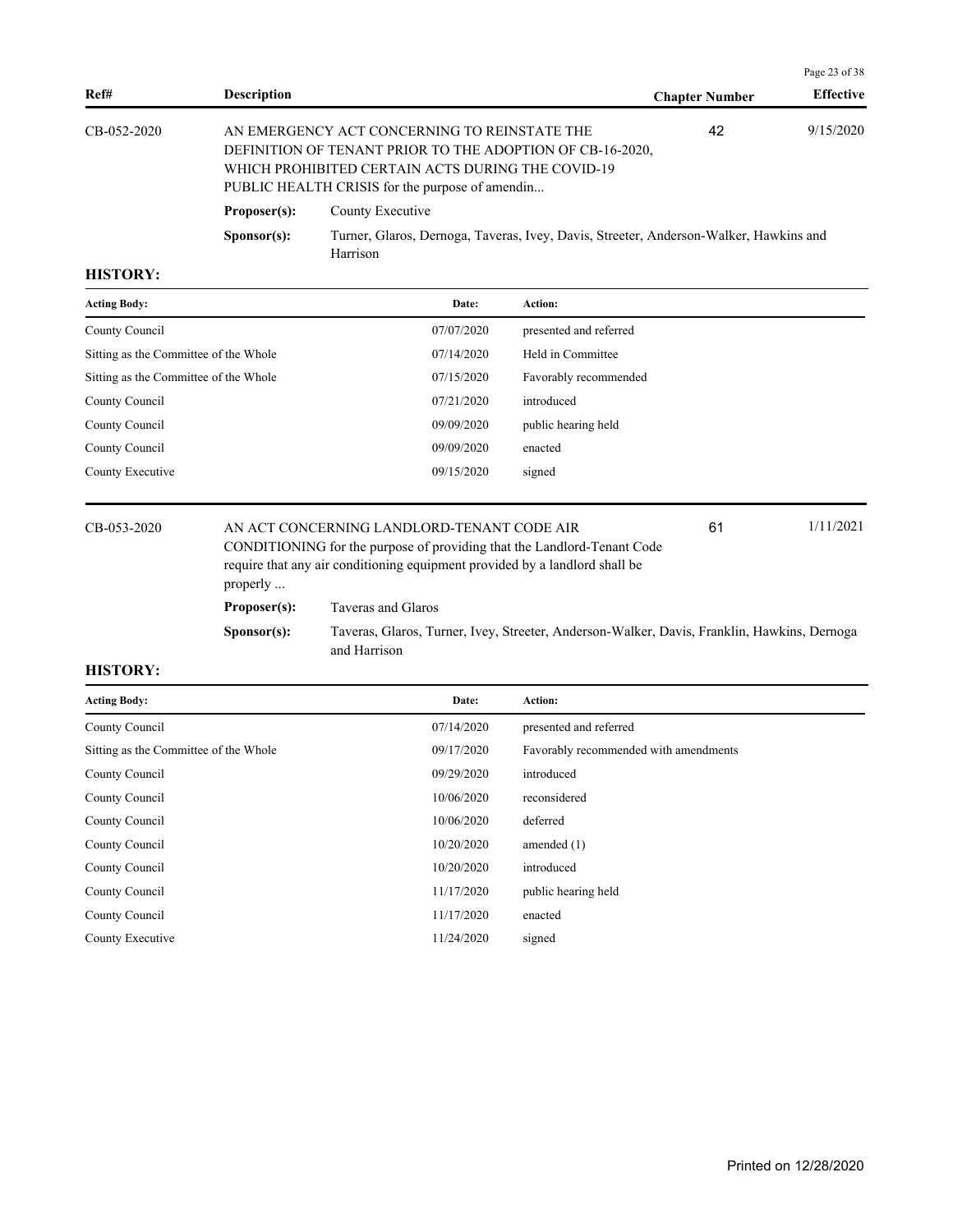| Ref# | Description | Chapter Number | Effective |
|---|---|---|---|
| CB-052-2020 | AN EMERGENCY ACT CONCERNING TO REINSTATE THE DEFINITION OF TENANT PRIOR TO THE ADOPTION OF CB-16-2020, WHICH PROHIBITED CERTAIN ACTS DURING THE COVID-19 PUBLIC HEALTH CRISIS for the purpose of amendin... | 42 | 9/15/2020 |

**Proposer(s):** County Executive

**Sponsor(s):** Turner, Glaros, Dernoga, Taveras, Ivey, Davis, Streeter, Anderson-Walker, Hawkins and Harrison

**HISTORY:**

| Acting Body: | Date: | Action: |
|---|---|---|
| County Council | 07/07/2020 | presented and referred |
| Sitting as the Committee of the Whole | 07/14/2020 | Held in Committee |
| Sitting as the Committee of the Whole | 07/15/2020 | Favorably recommended |
| County Council | 07/21/2020 | introduced |
| County Council | 09/09/2020 | public hearing held |
| County Council | 09/09/2020 | enacted |
| County Executive | 09/15/2020 | signed |

| Ref# | Description | Chapter Number | Effective |
|---|---|---|---|
| CB-053-2020 | AN ACT CONCERNING LANDLORD-TENANT CODE AIR CONDITIONING for the purpose of providing that the Landlord-Tenant Code require that any air conditioning equipment provided by a landlord shall be properly ... | 61 | 1/11/2021 |

**Proposer(s):** Taveras and Glaros

**Sponsor(s):** Taveras, Glaros, Turner, Ivey, Streeter, Anderson-Walker, Davis, Franklin, Hawkins, Dernoga and Harrison

**HISTORY:**

| Acting Body: | Date: | Action: |
|---|---|---|
| County Council | 07/14/2020 | presented and referred |
| Sitting as the Committee of the Whole | 09/17/2020 | Favorably recommended with amendments |
| County Council | 09/29/2020 | introduced |
| County Council | 10/06/2020 | reconsidered |
| County Council | 10/06/2020 | deferred |
| County Council | 10/20/2020 | amended (1) |
| County Council | 10/20/2020 | introduced |
| County Council | 11/17/2020 | public hearing held |
| County Council | 11/17/2020 | enacted |
| County Executive | 11/24/2020 | signed |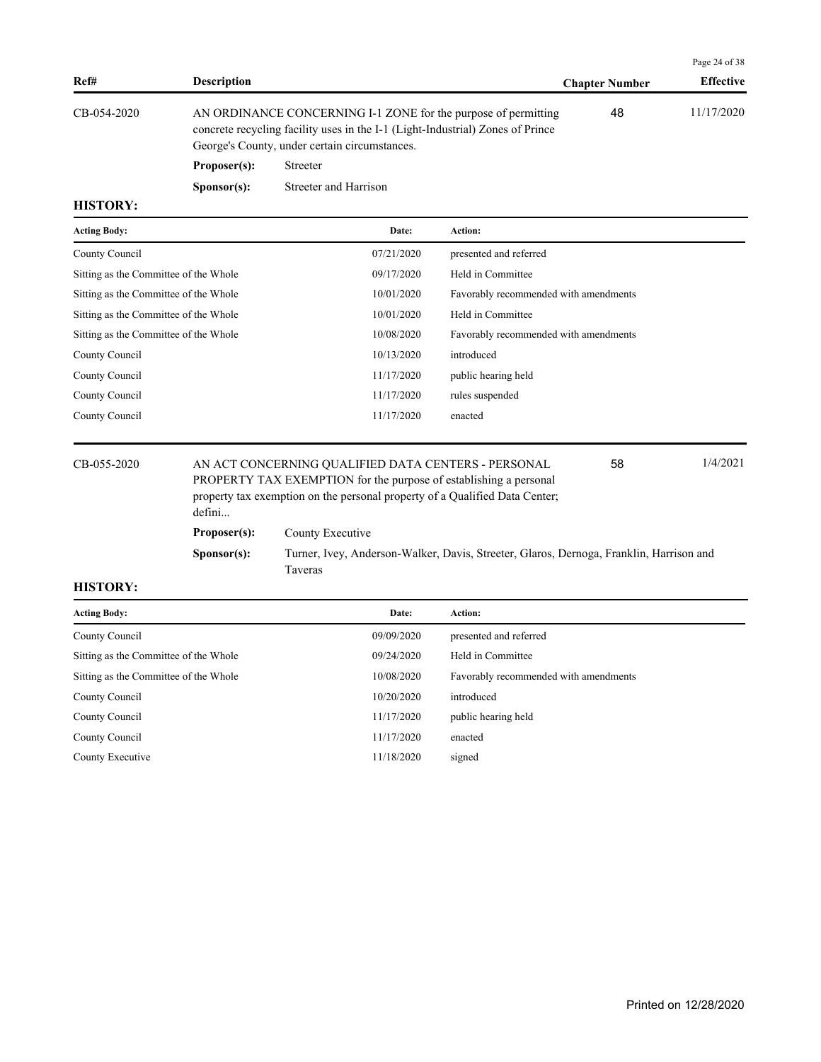| Ref# | Description | Chapter Number | Effective |
|---|---|---|---|
| CB-054-2020 | AN ORDINANCE CONCERNING I-1 ZONE for the purpose of permitting concrete recycling facility uses in the I-1 (Light-Industrial) Zones of Prince George's County, under certain circumstances. | 48 | 11/17/2020 |

**Proposer(s):** Streeter

**Sponsor(s):** Streeter and Harrison

**HISTORY:**

| Acting Body: | Date: | Action: |
|---|---|---|
| County Council | 07/21/2020 | presented and referred |
| Sitting as the Committee of the Whole | 09/17/2020 | Held in Committee |
| Sitting as the Committee of the Whole | 10/01/2020 | Favorably recommended with amendments |
| Sitting as the Committee of the Whole | 10/01/2020 | Held in Committee |
| Sitting as the Committee of the Whole | 10/08/2020 | Favorably recommended with amendments |
| County Council | 10/13/2020 | introduced |
| County Council | 11/17/2020 | public hearing held |
| County Council | 11/17/2020 | rules suspended |
| County Council | 11/17/2020 | enacted |

| Ref# | Description | Chapter Number | Effective |
|---|---|---|---|
| CB-055-2020 | AN ACT CONCERNING QUALIFIED DATA CENTERS - PERSONAL PROPERTY TAX EXEMPTION for the purpose of establishing a personal property tax exemption on the personal property of a Qualified Data Center; defini... | 58 | 1/4/2021 |

**Proposer(s):** County Executive

**Sponsor(s):** Turner, Ivey, Anderson-Walker, Davis, Streeter, Glaros, Dernoga, Franklin, Harrison and Taveras

**HISTORY:**

| Acting Body: | Date: | Action: |
|---|---|---|
| County Council | 09/09/2020 | presented and referred |
| Sitting as the Committee of the Whole | 09/24/2020 | Held in Committee |
| Sitting as the Committee of the Whole | 10/08/2020 | Favorably recommended with amendments |
| County Council | 10/20/2020 | introduced |
| County Council | 11/17/2020 | public hearing held |
| County Council | 11/17/2020 | enacted |
| County Executive | 11/18/2020 | signed |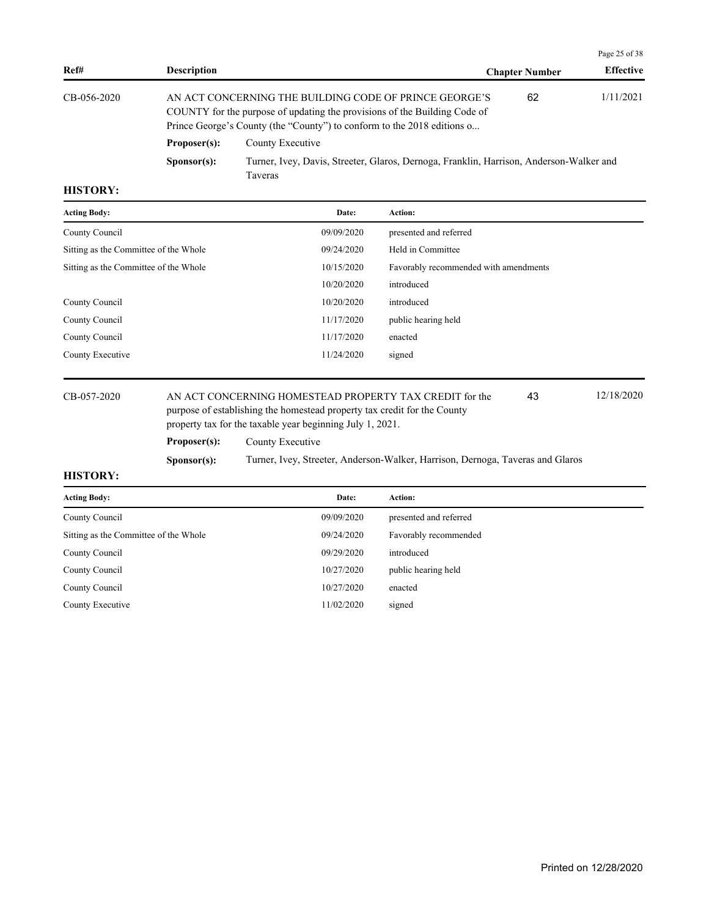| Ref# | Description | Chapter Number | Effective |
|---|---|---|---|
| CB-056-2020 | AN ACT CONCERNING THE BUILDING CODE OF PRINCE GEORGE'S COUNTY for the purpose of updating the provisions of the Building Code of Prince George's County (the "County") to conform to the 2018 editions o... | 62 | 1/11/2021 |

**Proposer(s):** County Executive

**Sponsor(s):** Turner, Ivey, Davis, Streeter, Glaros, Dernoga, Franklin, Harrison, Anderson-Walker and Taveras

**HISTORY:**

| Acting Body: | Date: | Action: |
|---|---|---|
| County Council | 09/09/2020 | presented and referred |
| Sitting as the Committee of the Whole | 09/24/2020 | Held in Committee |
| Sitting as the Committee of the Whole | 10/15/2020 | Favorably recommended with amendments |
| | 10/20/2020 | introduced |
| County Council | 10/20/2020 | introduced |
| County Council | 11/17/2020 | public hearing held |
| County Council | 11/17/2020 | enacted |
| County Executive | 11/24/2020 | signed |

| Ref# | Description | Chapter Number | Effective |
|---|---|---|---|
| CB-057-2020 | AN ACT CONCERNING HOMESTEAD PROPERTY TAX CREDIT for the purpose of establishing the homestead property tax credit for the County property tax for the taxable year beginning July 1, 2021. | 43 | 12/18/2020 |

**Proposer(s):** County Executive

**Sponsor(s):** Turner, Ivey, Streeter, Anderson-Walker, Harrison, Dernoga, Taveras and Glaros

**HISTORY:**

| Acting Body: | Date: | Action: |
|---|---|---|
| County Council | 09/09/2020 | presented and referred |
| Sitting as the Committee of the Whole | 09/24/2020 | Favorably recommended |
| County Council | 09/29/2020 | introduced |
| County Council | 10/27/2020 | public hearing held |
| County Council | 10/27/2020 | enacted |
| County Executive | 11/02/2020 | signed |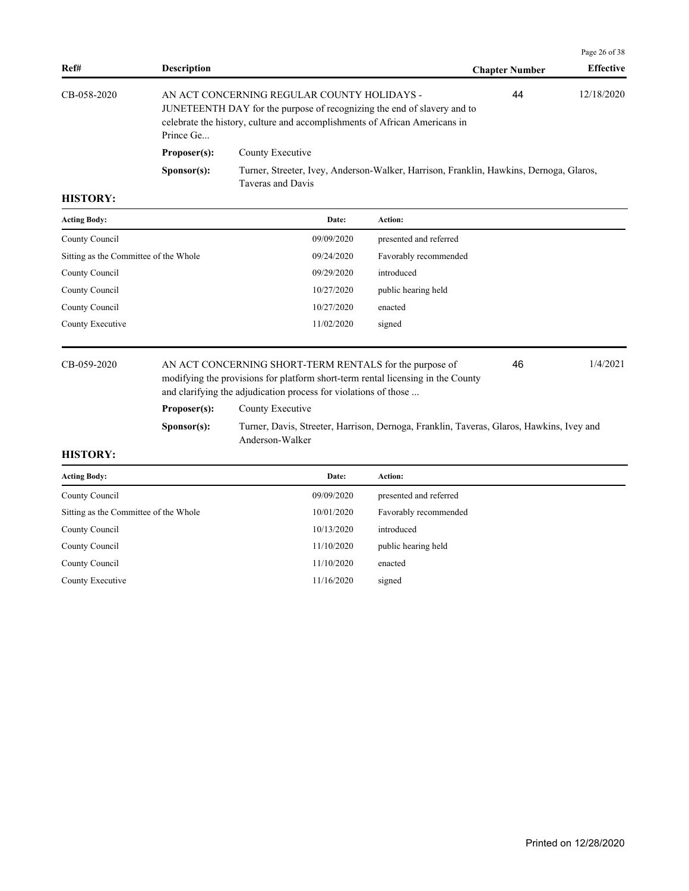| Ref# | Description | Chapter Number | Effective |
| --- | --- | --- | --- |
| CB-058-2020 | AN ACT CONCERNING REGULAR COUNTY HOLIDAYS - JUNETEENTH DAY for the purpose of recognizing the end of slavery and to celebrate the history, culture and accomplishments of African Americans in Prince Ge... | 44 | 12/18/2020 |

**Proposer(s):** County Executive

**Sponsor(s):** Turner, Streeter, Ivey, Anderson-Walker, Harrison, Franklin, Hawkins, Dernoga, Glaros, Taveras and Davis

**HISTORY:**

| Acting Body: | Date: | Action: |
| --- | --- | --- |
| County Council | 09/09/2020 | presented and referred |
| Sitting as the Committee of the Whole | 09/24/2020 | Favorably recommended |
| County Council | 09/29/2020 | introduced |
| County Council | 10/27/2020 | public hearing held |
| County Council | 10/27/2020 | enacted |
| County Executive | 11/02/2020 | signed |

| Ref# | Description | Chapter Number | Effective |
| --- | --- | --- | --- |
| CB-059-2020 | AN ACT CONCERNING SHORT-TERM RENTALS for the purpose of modifying the provisions for platform short-term rental licensing in the County and clarifying the adjudication process for violations of those ... | 46 | 1/4/2021 |

**Proposer(s):** County Executive

**Sponsor(s):** Turner, Davis, Streeter, Harrison, Dernoga, Franklin, Taveras, Glaros, Hawkins, Ivey and Anderson-Walker

**HISTORY:**

| Acting Body: | Date: | Action: |
| --- | --- | --- |
| County Council | 09/09/2020 | presented and referred |
| Sitting as the Committee of the Whole | 10/01/2020 | Favorably recommended |
| County Council | 10/13/2020 | introduced |
| County Council | 11/10/2020 | public hearing held |
| County Council | 11/10/2020 | enacted |
| County Executive | 11/16/2020 | signed |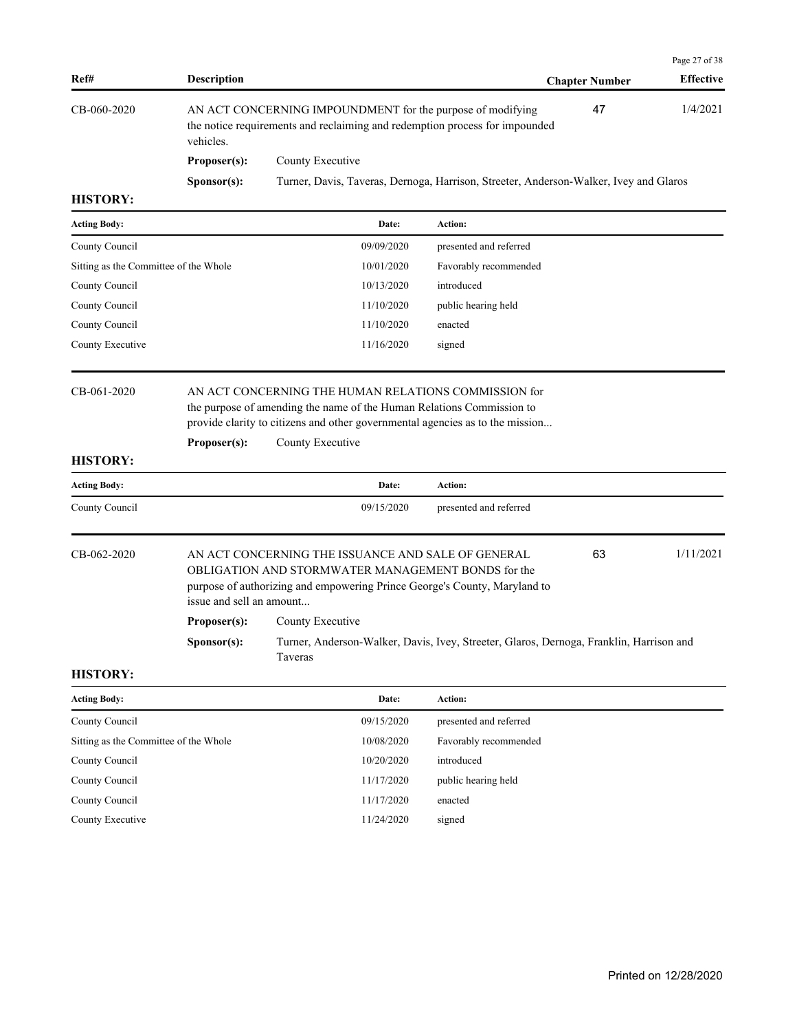| Ref# | Description | Chapter Number | Effective |
|---|---|---|---|
| CB-060-2020 | AN ACT CONCERNING IMPOUNDMENT for the purpose of modifying the notice requirements and reclaiming and redemption process for impounded vehicles. | 47 | 1/4/2021 |

**Proposer(s):** County Executive

**Sponsor(s):** Turner, Davis, Taveras, Dernoga, Harrison, Streeter, Anderson-Walker, Ivey and Glaros

**HISTORY:**

| Acting Body: | Date: | Action: |
|---|---|---|
| County Council | 09/09/2020 | presented and referred |
| Sitting as the Committee of the Whole | 10/01/2020 | Favorably recommended |
| County Council | 10/13/2020 | introduced |
| County Council | 11/10/2020 | public hearing held |
| County Council | 11/10/2020 | enacted |
| County Executive | 11/16/2020 | signed |

| Ref# | Description | Chapter Number | Effective |
|---|---|---|---|
| CB-061-2020 | AN ACT CONCERNING THE HUMAN RELATIONS COMMISSION for the purpose of amending the name of the Human Relations Commission to provide clarity to citizens and other governmental agencies as to the mission... | | |

**Proposer(s):** County Executive

**HISTORY:**

| Acting Body: | Date: | Action: |
|---|---|---|
| County Council | 09/15/2020 | presented and referred |

| Ref# | Description | Chapter Number | Effective |
|---|---|---|---|
| CB-062-2020 | AN ACT CONCERNING THE ISSUANCE AND SALE OF GENERAL OBLIGATION AND STORMWATER MANAGEMENT BONDS for the purpose of authorizing and empowering Prince George's County, Maryland to issue and sell an amount... | 63 | 1/11/2021 |

**Proposer(s):** County Executive

**Sponsor(s):** Turner, Anderson-Walker, Davis, Ivey, Streeter, Glaros, Dernoga, Franklin, Harrison and Taveras

**HISTORY:**

| Acting Body: | Date: | Action: |
|---|---|---|
| County Council | 09/15/2020 | presented and referred |
| Sitting as the Committee of the Whole | 10/08/2020 | Favorably recommended |
| County Council | 10/20/2020 | introduced |
| County Council | 11/17/2020 | public hearing held |
| County Council | 11/17/2020 | enacted |
| County Executive | 11/24/2020 | signed |

Printed on 12/28/2020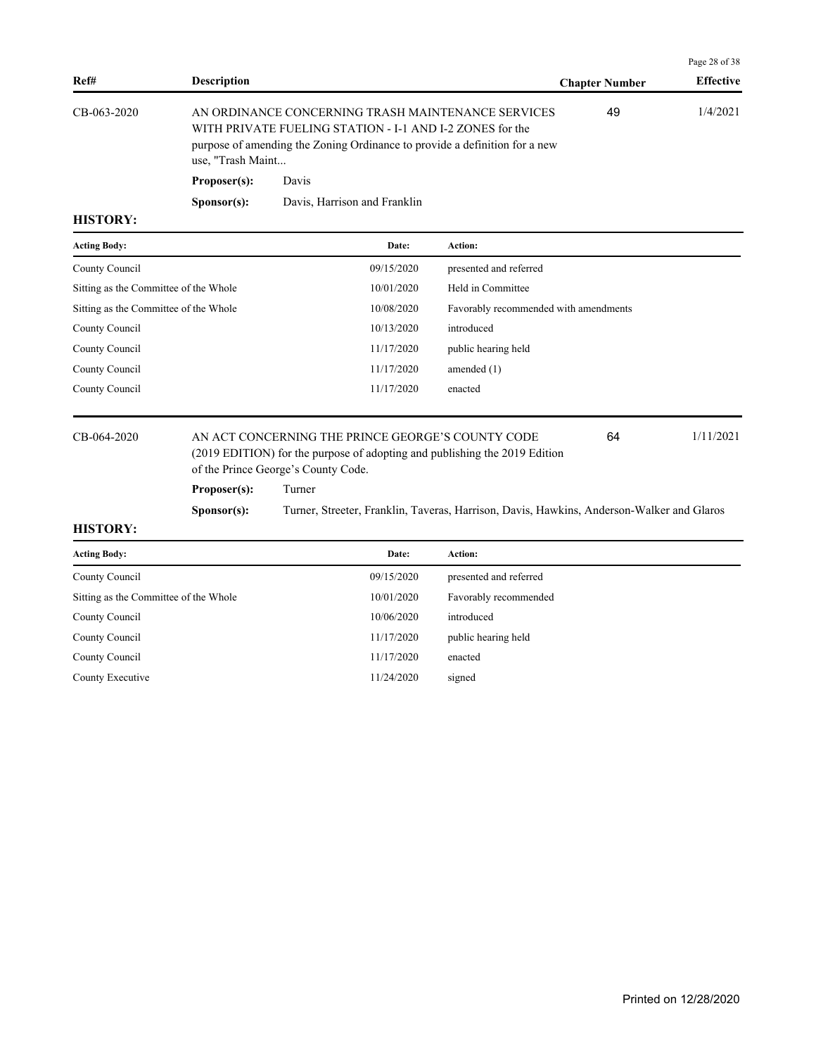| Ref# | Description | Chapter Number | Effective |
|---|---|---|---|
| CB-063-2020 | AN ORDINANCE CONCERNING TRASH MAINTENANCE SERVICES WITH PRIVATE FUELING STATION - I-1 AND I-2 ZONES for the purpose of amending the Zoning Ordinance to provide a definition for a new use, "Trash Maint... | 49 | 1/4/2021 |

**Proposer(s):** Davis

**Sponsor(s):** Davis, Harrison and Franklin

**HISTORY:**

| Acting Body: | Date: | Action: |
|---|---|---|
| County Council | 09/15/2020 | presented and referred |
| Sitting as the Committee of the Whole | 10/01/2020 | Held in Committee |
| Sitting as the Committee of the Whole | 10/08/2020 | Favorably recommended with amendments |
| County Council | 10/13/2020 | introduced |
| County Council | 11/17/2020 | public hearing held |
| County Council | 11/17/2020 | amended (1) |
| County Council | 11/17/2020 | enacted |

| Ref# | Description | Chapter Number | Effective |
|---|---|---|---|
| CB-064-2020 | AN ACT CONCERNING THE PRINCE GEORGE'S COUNTY CODE (2019 EDITION) for the purpose of adopting and publishing the 2019 Edition of the Prince George's County Code. | 64 | 1/11/2021 |

**Proposer(s):** Turner

**Sponsor(s):** Turner, Streeter, Franklin, Taveras, Harrison, Davis, Hawkins, Anderson-Walker and Glaros

**HISTORY:**

| Acting Body: | Date: | Action: |
|---|---|---|
| County Council | 09/15/2020 | presented and referred |
| Sitting as the Committee of the Whole | 10/01/2020 | Favorably recommended |
| County Council | 10/06/2020 | introduced |
| County Council | 11/17/2020 | public hearing held |
| County Council | 11/17/2020 | enacted |
| County Executive | 11/24/2020 | signed |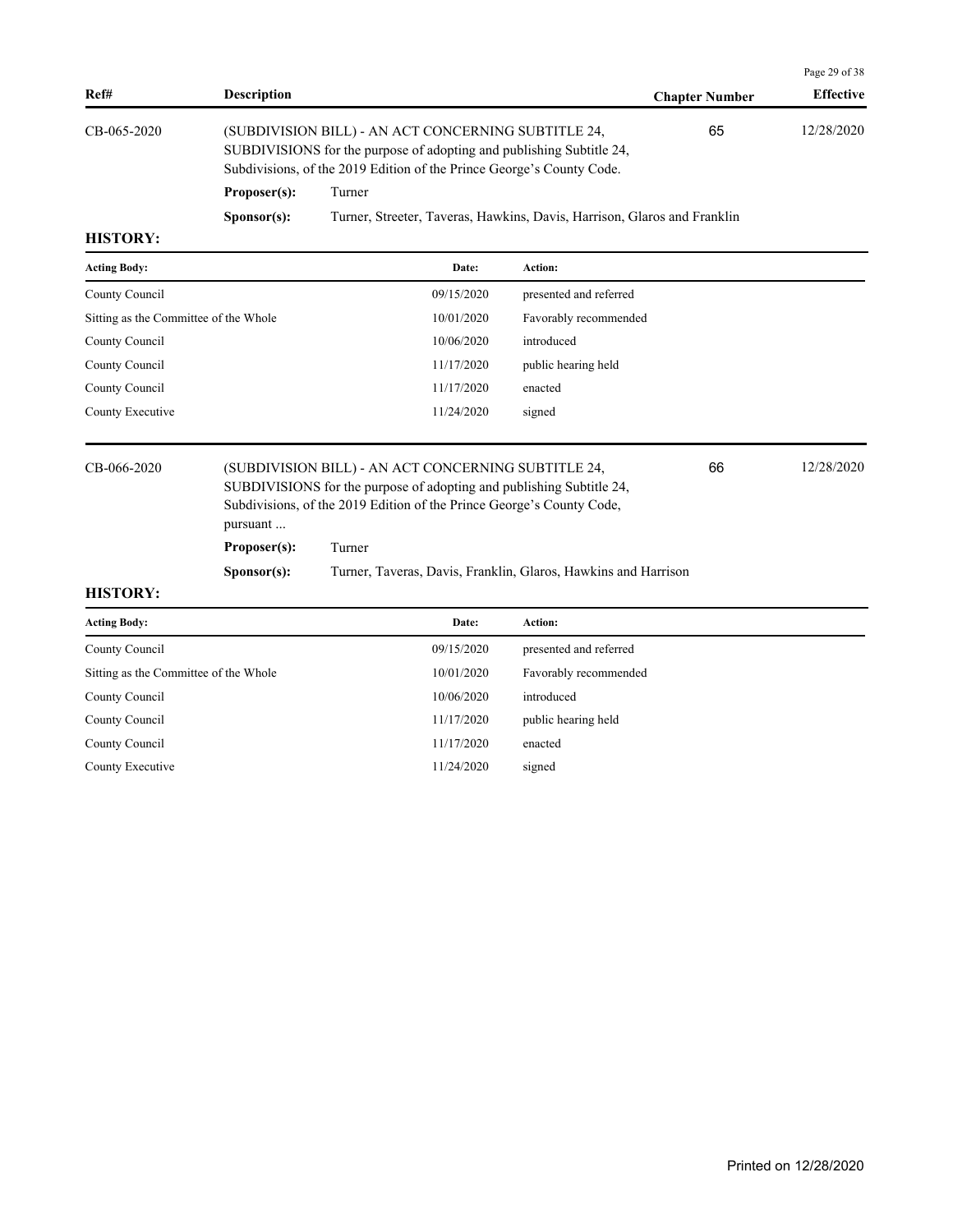| Ref# | Description | Chapter Number | Effective |
|---|---|---|---|
| CB-065-2020 | (SUBDIVISION BILL) - AN ACT CONCERNING SUBTITLE 24, SUBDIVISIONS for the purpose of adopting and publishing Subtitle 24, Subdivisions, of the 2019 Edition of the Prince George's County Code. | 65 | 12/28/2020 |

**Proposer(s):** Turner

**Sponsor(s):** Turner, Streeter, Taveras, Hawkins, Davis, Harrison, Glaros and Franklin

**HISTORY:**

| Acting Body: | Date: | Action: |
|---|---|---|
| County Council | 09/15/2020 | presented and referred |
| Sitting as the Committee of the Whole | 10/01/2020 | Favorably recommended |
| County Council | 10/06/2020 | introduced |
| County Council | 11/17/2020 | public hearing held |
| County Council | 11/17/2020 | enacted |
| County Executive | 11/24/2020 | signed |

| Ref# | Description | Chapter Number | Effective |
|---|---|---|---|
| CB-066-2020 | (SUBDIVISION BILL) - AN ACT CONCERNING SUBTITLE 24, SUBDIVISIONS for the purpose of adopting and publishing Subtitle 24, Subdivisions, of the 2019 Edition of the Prince George's County Code, pursuant ... | 66 | 12/28/2020 |

**Proposer(s):** Turner

**Sponsor(s):** Turner, Taveras, Davis, Franklin, Glaros, Hawkins and Harrison

**HISTORY:**

| Acting Body: | Date: | Action: |
|---|---|---|
| County Council | 09/15/2020 | presented and referred |
| Sitting as the Committee of the Whole | 10/01/2020 | Favorably recommended |
| County Council | 10/06/2020 | introduced |
| County Council | 11/17/2020 | public hearing held |
| County Council | 11/17/2020 | enacted |
| County Executive | 11/24/2020 | signed |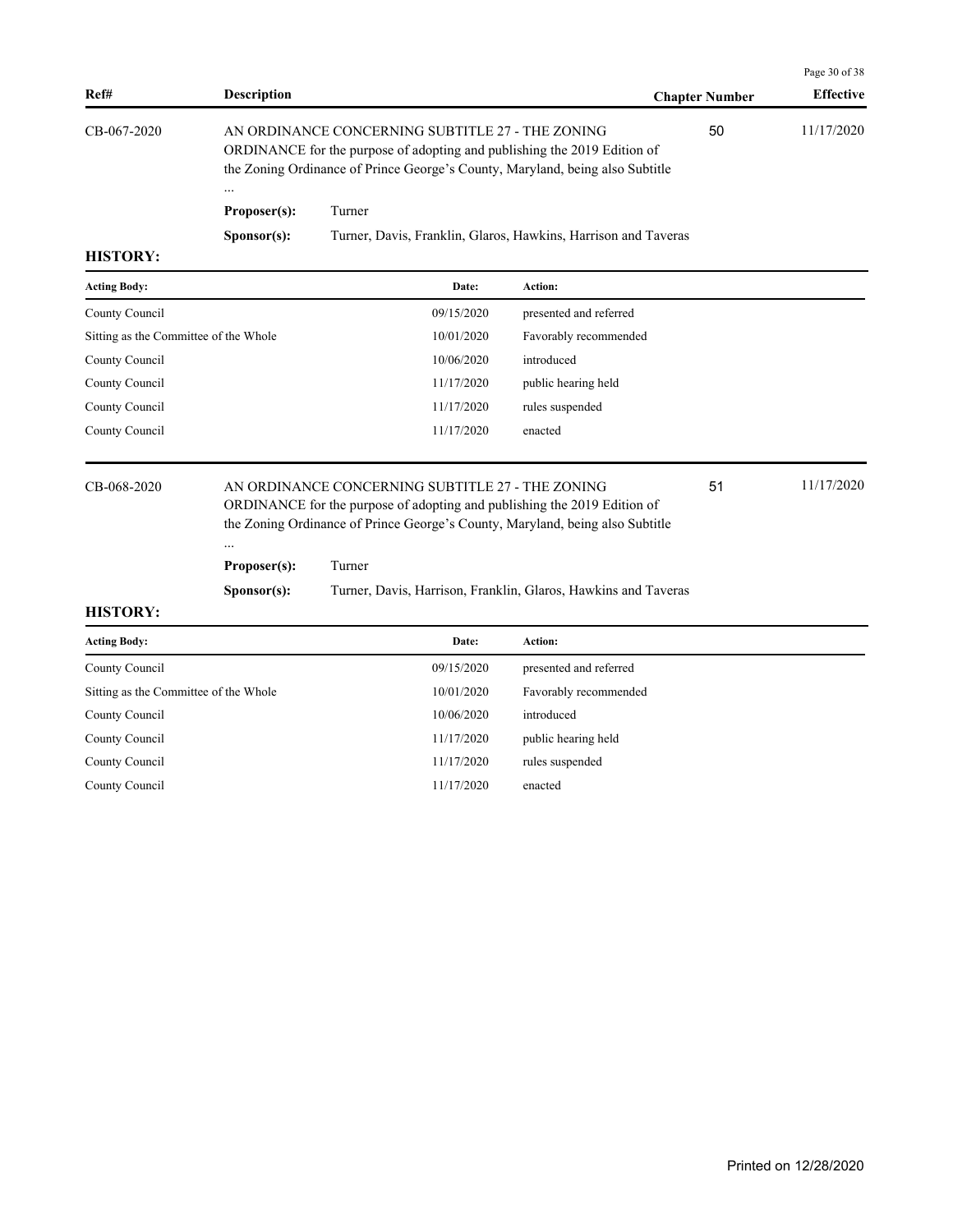| Ref# | Description | Chapter Number | Effective |
|---|---|---|---|
| CB-067-2020 | AN ORDINANCE CONCERNING SUBTITLE 27 - THE ZONING ORDINANCE for the purpose of adopting and publishing the 2019 Edition of the Zoning Ordinance of Prince George's County, Maryland, being also Subtitle ... | 50 | 11/17/2020 |

**Proposer(s):** Turner

**Sponsor(s):** Turner, Davis, Franklin, Glaros, Hawkins, Harrison and Taveras

**HISTORY:**

| Acting Body: | Date: | Action: |
|---|---|---|
| County Council | 09/15/2020 | presented and referred |
| Sitting as the Committee of the Whole | 10/01/2020 | Favorably recommended |
| County Council | 10/06/2020 | introduced |
| County Council | 11/17/2020 | public hearing held |
| County Council | 11/17/2020 | rules suspended |
| County Council | 11/17/2020 | enacted |

| Ref# | Description | Chapter Number | Effective |
|---|---|---|---|
| CB-068-2020 | AN ORDINANCE CONCERNING SUBTITLE 27 - THE ZONING ORDINANCE for the purpose of adopting and publishing the 2019 Edition of the Zoning Ordinance of Prince George's County, Maryland, being also Subtitle ... | 51 | 11/17/2020 |

**Proposer(s):** Turner

**Sponsor(s):** Turner, Davis, Harrison, Franklin, Glaros, Hawkins and Taveras

**HISTORY:**

| Acting Body: | Date: | Action: |
|---|---|---|
| County Council | 09/15/2020 | presented and referred |
| Sitting as the Committee of the Whole | 10/01/2020 | Favorably recommended |
| County Council | 10/06/2020 | introduced |
| County Council | 11/17/2020 | public hearing held |
| County Council | 11/17/2020 | rules suspended |
| County Council | 11/17/2020 | enacted |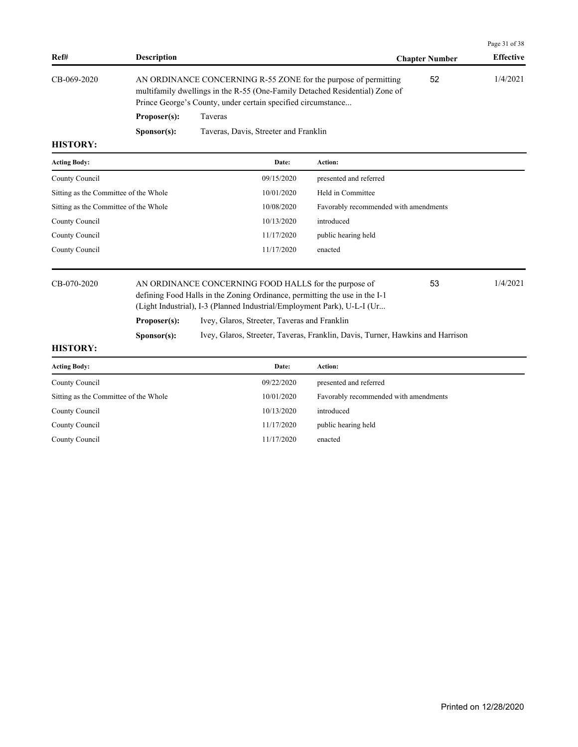| Ref# | Description | Chapter Number | Effective |
|---|---|---|---|
| CB-069-2020 | AN ORDINANCE CONCERNING R-55 ZONE for the purpose of permitting multifamily dwellings in the R-55 (One-Family Detached Residential) Zone of Prince George's County, under certain specified circumstance... | 52 | 1/4/2021 |

**Proposer(s):** Taveras

**Sponsor(s):** Taveras, Davis, Streeter and Franklin

**HISTORY:**

| Acting Body: | Date: | Action: |
|---|---|---|
| County Council | 09/15/2020 | presented and referred |
| Sitting as the Committee of the Whole | 10/01/2020 | Held in Committee |
| Sitting as the Committee of the Whole | 10/08/2020 | Favorably recommended with amendments |
| County Council | 10/13/2020 | introduced |
| County Council | 11/17/2020 | public hearing held |
| County Council | 11/17/2020 | enacted |

| Ref# | Description | Chapter Number | Effective |
|---|---|---|---|
| CB-070-2020 | AN ORDINANCE CONCERNING FOOD HALLS for the purpose of defining Food Halls in the Zoning Ordinance, permitting the use in the I-1 (Light Industrial), I-3 (Planned Industrial/Employment Park), U-L-I (Ur... | 53 | 1/4/2021 |

**Proposer(s):** Ivey, Glaros, Streeter, Taveras and Franklin

**Sponsor(s):** Ivey, Glaros, Streeter, Taveras, Franklin, Davis, Turner, Hawkins and Harrison

**HISTORY:**

| Acting Body: | Date: | Action: |
|---|---|---|
| County Council | 09/22/2020 | presented and referred |
| Sitting as the Committee of the Whole | 10/01/2020 | Favorably recommended with amendments |
| County Council | 10/13/2020 | introduced |
| County Council | 11/17/2020 | public hearing held |
| County Council | 11/17/2020 | enacted |

Printed on 12/28/2020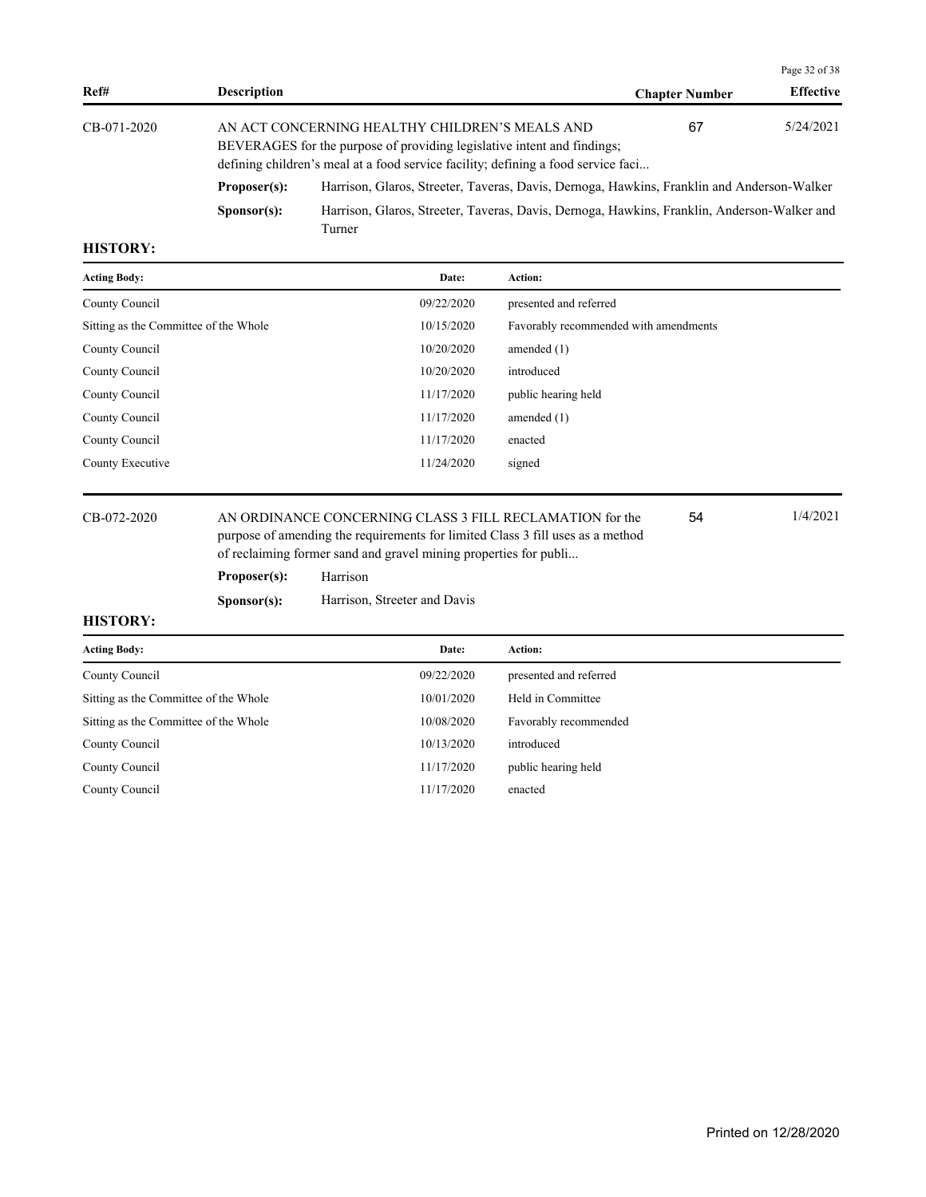| Ref# | Description | Chapter Number | Effective |
|---|---|---|---|
| CB-071-2020 | AN ACT CONCERNING HEALTHY CHILDREN'S MEALS AND BEVERAGES for the purpose of providing legislative intent and findings; defining children's meal at a food service facility; defining a food service faci... | 67 | 5/24/2021 |

**Proposer(s):** Harrison, Glaros, Streeter, Taveras, Davis, Dernoga, Hawkins, Franklin and Anderson-Walker

**Sponsor(s):** Harrison, Glaros, Streeter, Taveras, Davis, Dernoga, Hawkins, Franklin, Anderson-Walker and Turner

**HISTORY:**

| Acting Body: | Date: | Action: |
|---|---|---|
| County Council | 09/22/2020 | presented and referred |
| Sitting as the Committee of the Whole | 10/15/2020 | Favorably recommended with amendments |
| County Council | 10/20/2020 | amended (1) |
| County Council | 10/20/2020 | introduced |
| County Council | 11/17/2020 | public hearing held |
| County Council | 11/17/2020 | amended (1) |
| County Council | 11/17/2020 | enacted |
| County Executive | 11/24/2020 | signed |

| Ref# | Description | Chapter Number | Effective |
|---|---|---|---|
| CB-072-2020 | AN ORDINANCE CONCERNING CLASS 3 FILL RECLAMATION for the purpose of amending the requirements for limited Class 3 fill uses as a method of reclaiming former sand and gravel mining properties for publi... | 54 | 1/4/2021 |

**Proposer(s):** Harrison

**Sponsor(s):** Harrison, Streeter and Davis

**HISTORY:**

| Acting Body: | Date: | Action: |
|---|---|---|
| County Council | 09/22/2020 | presented and referred |
| Sitting as the Committee of the Whole | 10/01/2020 | Held in Committee |
| Sitting as the Committee of the Whole | 10/08/2020 | Favorably recommended |
| County Council | 10/13/2020 | introduced |
| County Council | 11/17/2020 | public hearing held |
| County Council | 11/17/2020 | enacted |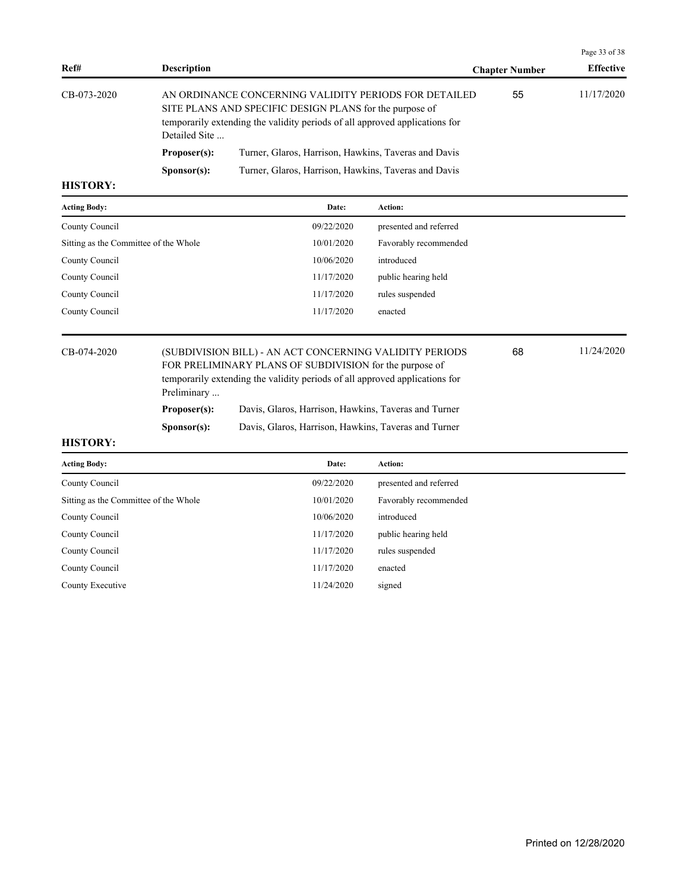| Ref# | Description | Chapter Number | Effective |
|---|---|---|---|
| CB-073-2020 | AN ORDINANCE CONCERNING VALIDITY PERIODS FOR DETAILED SITE PLANS AND SPECIFIC DESIGN PLANS for the purpose of temporarily extending the validity periods of all approved applications for Detailed Site ... | 55 | 11/17/2020 |

**Proposer(s):** Turner, Glaros, Harrison, Hawkins, Taveras and Davis

**Sponsor(s):** Turner, Glaros, Harrison, Hawkins, Taveras and Davis

**HISTORY:**

| Acting Body: | Date: | Action: |
|---|---|---|
| County Council | 09/22/2020 | presented and referred |
| Sitting as the Committee of the Whole | 10/01/2020 | Favorably recommended |
| County Council | 10/06/2020 | introduced |
| County Council | 11/17/2020 | public hearing held |
| County Council | 11/17/2020 | rules suspended |
| County Council | 11/17/2020 | enacted |

| Ref# | Description | Chapter Number | Effective |
|---|---|---|---|
| CB-074-2020 | (SUBDIVISION BILL) - AN ACT CONCERNING VALIDITY PERIODS FOR PRELIMINARY PLANS OF SUBDIVISION for the purpose of temporarily extending the validity periods of all approved applications for Preliminary ... | 68 | 11/24/2020 |

**Proposer(s):** Davis, Glaros, Harrison, Hawkins, Taveras and Turner

**Sponsor(s):** Davis, Glaros, Harrison, Hawkins, Taveras and Turner

**HISTORY:**

| Acting Body: | Date: | Action: |
|---|---|---|
| County Council | 09/22/2020 | presented and referred |
| Sitting as the Committee of the Whole | 10/01/2020 | Favorably recommended |
| County Council | 10/06/2020 | introduced |
| County Council | 11/17/2020 | public hearing held |
| County Council | 11/17/2020 | rules suspended |
| County Council | 11/17/2020 | enacted |
| County Executive | 11/24/2020 | signed |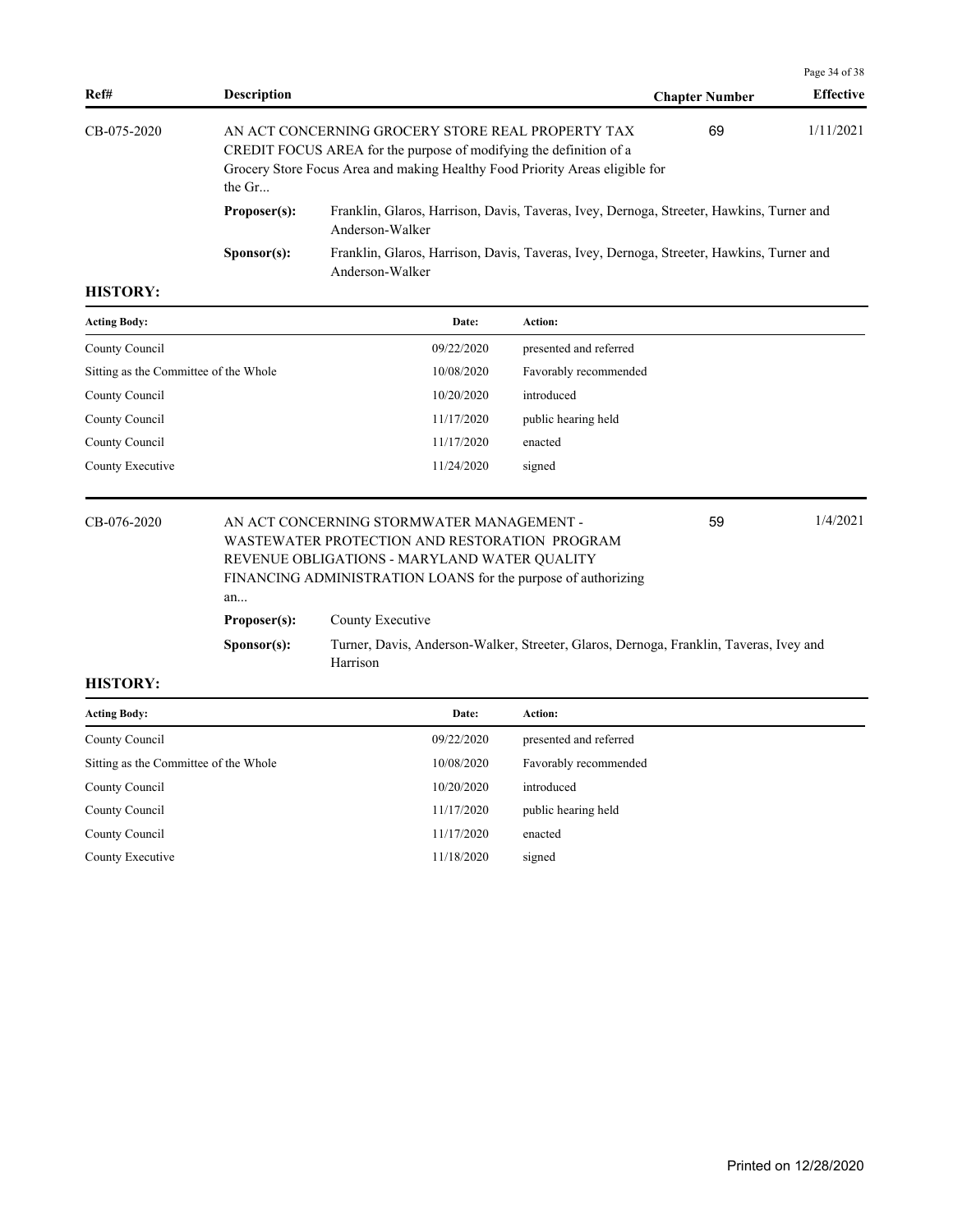| Ref# | Description | Chapter Number | Effective |
|---|---|---|---|
| CB-075-2020 | AN ACT CONCERNING GROCERY STORE REAL PROPERTY TAX CREDIT FOCUS AREA for the purpose of modifying the definition of a Grocery Store Focus Area and making Healthy Food Priority Areas eligible for the Gr... | 69 | 1/11/2021 |

**Proposer(s):** Franklin, Glaros, Harrison, Davis, Taveras, Ivey, Dernoga, Streeter, Hawkins, Turner and Anderson-Walker

**Sponsor(s):** Franklin, Glaros, Harrison, Davis, Taveras, Ivey, Dernoga, Streeter, Hawkins, Turner and Anderson-Walker

**HISTORY:**

| Acting Body: | Date: | Action: |
|---|---|---|
| County Council | 09/22/2020 | presented and referred |
| Sitting as the Committee of the Whole | 10/08/2020 | Favorably recommended |
| County Council | 10/20/2020 | introduced |
| County Council | 11/17/2020 | public hearing held |
| County Council | 11/17/2020 | enacted |
| County Executive | 11/24/2020 | signed |

| Ref# | Description | Chapter Number | Effective |
|---|---|---|---|
| CB-076-2020 | AN ACT CONCERNING STORMWATER MANAGEMENT - WASTEWATER PROTECTION AND RESTORATION PROGRAM REVENUE OBLIGATIONS - MARYLAND WATER QUALITY FINANCING ADMINISTRATION LOANS for the purpose of authorizing an... | 59 | 1/4/2021 |

**Proposer(s):** County Executive

**Sponsor(s):** Turner, Davis, Anderson-Walker, Streeter, Glaros, Dernoga, Franklin, Taveras, Ivey and Harrison

**HISTORY:**

| Acting Body: | Date: | Action: |
|---|---|---|
| County Council | 09/22/2020 | presented and referred |
| Sitting as the Committee of the Whole | 10/08/2020 | Favorably recommended |
| County Council | 10/20/2020 | introduced |
| County Council | 11/17/2020 | public hearing held |
| County Council | 11/17/2020 | enacted |
| County Executive | 11/18/2020 | signed |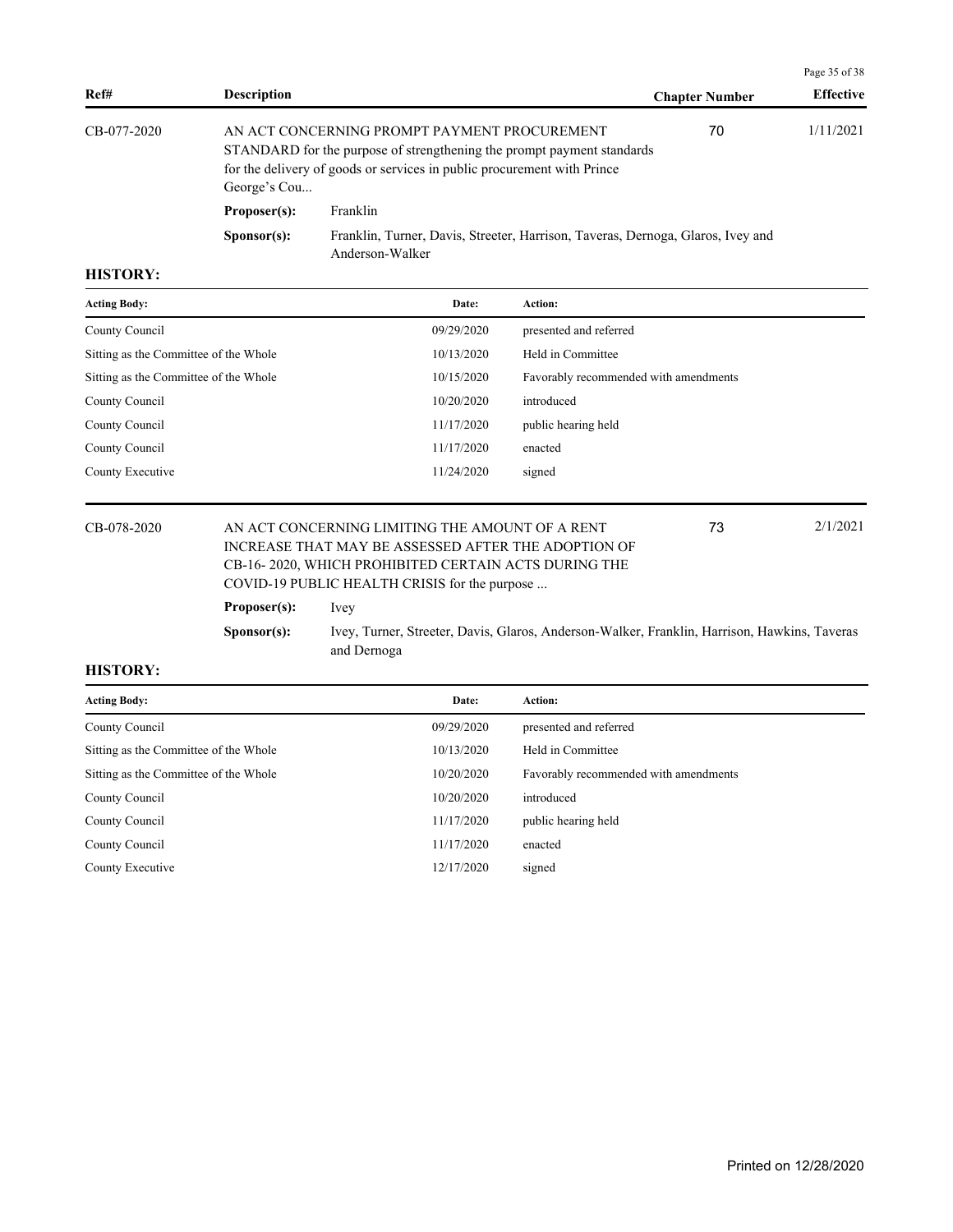| Ref# | Description | Chapter Number | Effective |
|---|---|---|---|
| CB-077-2020 | AN ACT CONCERNING PROMPT PAYMENT PROCUREMENT STANDARD for the purpose of strengthening the prompt payment standards for the delivery of goods or services in public procurement with Prince George's Cou... | 70 | 1/11/2021 |

**Proposer(s):** Franklin

**Sponsor(s):** Franklin, Turner, Davis, Streeter, Harrison, Taveras, Dernoga, Glaros, Ivey and Anderson-Walker

**HISTORY:**

| Acting Body: | Date: | Action: |
|---|---|---|
| County Council | 09/29/2020 | presented and referred |
| Sitting as the Committee of the Whole | 10/13/2020 | Held in Committee |
| Sitting as the Committee of the Whole | 10/15/2020 | Favorably recommended with amendments |
| County Council | 10/20/2020 | introduced |
| County Council | 11/17/2020 | public hearing held |
| County Council | 11/17/2020 | enacted |
| County Executive | 11/24/2020 | signed |

| Ref# | Description | Chapter Number | Effective |
|---|---|---|---|
| CB-078-2020 | AN ACT CONCERNING LIMITING THE AMOUNT OF A RENT INCREASE THAT MAY BE ASSESSED AFTER THE ADOPTION OF CB-16- 2020, WHICH PROHIBITED CERTAIN ACTS DURING THE COVID-19 PUBLIC HEALTH CRISIS for the purpose ... | 73 | 2/1/2021 |

**Proposer(s):** Ivey

**Sponsor(s):** Ivey, Turner, Streeter, Davis, Glaros, Anderson-Walker, Franklin, Harrison, Hawkins, Taveras and Dernoga

**HISTORY:**

| Acting Body: | Date: | Action: |
|---|---|---|
| County Council | 09/29/2020 | presented and referred |
| Sitting as the Committee of the Whole | 10/13/2020 | Held in Committee |
| Sitting as the Committee of the Whole | 10/20/2020 | Favorably recommended with amendments |
| County Council | 10/20/2020 | introduced |
| County Council | 11/17/2020 | public hearing held |
| County Council | 11/17/2020 | enacted |
| County Executive | 12/17/2020 | signed |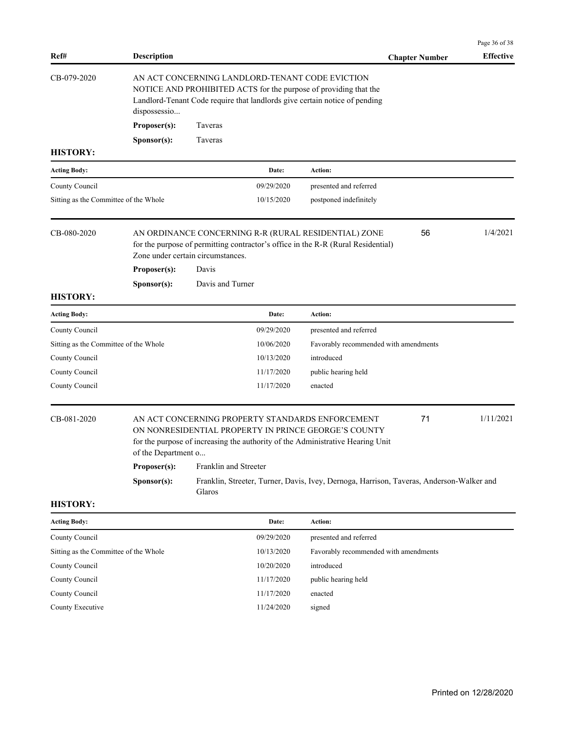| Ref# | Description | Chapter Number | Effective |
|---|---|---|---|
| CB-079-2020 | AN ACT CONCERNING LANDLORD-TENANT CODE EVICTION NOTICE AND PROHIBITED ACTS for the purpose of providing that the Landlord-Tenant Code require that landlords give certain notice of pending dispossessio... | | |

**Proposer(s):** Taveras

**Sponsor(s):** Taveras

**HISTORY:**

| Acting Body: | Date: | Action: |
|---|---|---|
| County Council | 09/29/2020 | presented and referred |
| Sitting as the Committee of the Whole | 10/15/2020 | postponed indefinitely |

| Ref# | Description | Chapter Number | Effective |
|---|---|---|---|
| CB-080-2020 | AN ORDINANCE CONCERNING R-R (RURAL RESIDENTIAL) ZONE for the purpose of permitting contractor's office in the R-R (Rural Residential) Zone under certain circumstances. | 56 | 1/4/2021 |

**Proposer(s):** Davis

**Sponsor(s):** Davis and Turner

**HISTORY:**

| Acting Body: | Date: | Action: |
|---|---|---|
| County Council | 09/29/2020 | presented and referred |
| Sitting as the Committee of the Whole | 10/06/2020 | Favorably recommended with amendments |
| County Council | 10/13/2020 | introduced |
| County Council | 11/17/2020 | public hearing held |
| County Council | 11/17/2020 | enacted |

| Ref# | Description | Chapter Number | Effective |
|---|---|---|---|
| CB-081-2020 | AN ACT CONCERNING PROPERTY STANDARDS ENFORCEMENT ON NONRESIDENTIAL PROPERTY IN PRINCE GEORGE'S COUNTY for the purpose of increasing the authority of the Administrative Hearing Unit of the Department o... | 71 | 1/11/2021 |

**Proposer(s):** Franklin and Streeter

**Sponsor(s):** Franklin, Streeter, Turner, Davis, Ivey, Dernoga, Harrison, Taveras, Anderson-Walker and Glaros

**HISTORY:**

| Acting Body: | Date: | Action: |
|---|---|---|
| County Council | 09/29/2020 | presented and referred |
| Sitting as the Committee of the Whole | 10/13/2020 | Favorably recommended with amendments |
| County Council | 10/20/2020 | introduced |
| County Council | 11/17/2020 | public hearing held |
| County Council | 11/17/2020 | enacted |
| County Executive | 11/24/2020 | signed |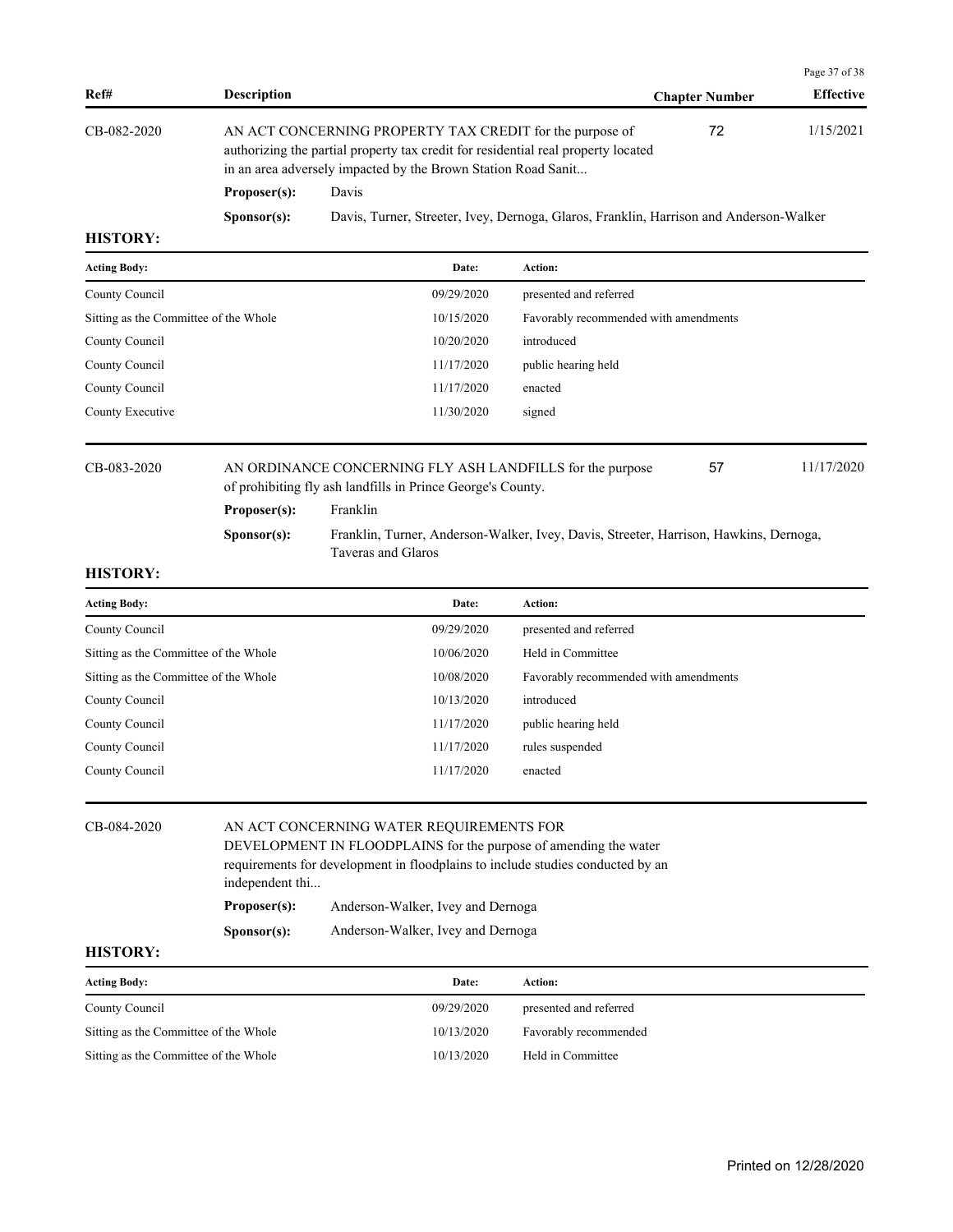| Ref# | Description | Chapter Number | Effective |
|---|---|---|---|
| CB-082-2020 | AN ACT CONCERNING PROPERTY TAX CREDIT for the purpose of authorizing the partial property tax credit for residential real property located in an area adversely impacted by the Brown Station Road Sanit... | 72 | 1/15/2021 |

**Proposer(s):** Davis

**Sponsor(s):** Davis, Turner, Streeter, Ivey, Dernoga, Glaros, Franklin, Harrison and Anderson-Walker

**HISTORY:**

| Acting Body: | Date: | Action: |
|---|---|---|
| County Council | 09/29/2020 | presented and referred |
| Sitting as the Committee of the Whole | 10/15/2020 | Favorably recommended with amendments |
| County Council | 10/20/2020 | introduced |
| County Council | 11/17/2020 | public hearing held |
| County Council | 11/17/2020 | enacted |
| County Executive | 11/30/2020 | signed |

| Ref# | Description | Chapter Number | Effective |
|---|---|---|---|
| CB-083-2020 | AN ORDINANCE CONCERNING FLY ASH LANDFILLS for the purpose of prohibiting fly ash landfills in Prince George's County. | 57 | 11/17/2020 |

**Proposer(s):** Franklin

**Sponsor(s):** Franklin, Turner, Anderson-Walker, Ivey, Davis, Streeter, Harrison, Hawkins, Dernoga, Taveras and Glaros

**HISTORY:**

| Acting Body: | Date: | Action: |
|---|---|---|
| County Council | 09/29/2020 | presented and referred |
| Sitting as the Committee of the Whole | 10/06/2020 | Held in Committee |
| Sitting as the Committee of the Whole | 10/08/2020 | Favorably recommended with amendments |
| County Council | 10/13/2020 | introduced |
| County Council | 11/17/2020 | public hearing held |
| County Council | 11/17/2020 | rules suspended |
| County Council | 11/17/2020 | enacted |

| Ref# | Description | Chapter Number | Effective |
|---|---|---|---|
| CB-084-2020 | AN ACT CONCERNING WATER REQUIREMENTS FOR DEVELOPMENT IN FLOODPLAINS for the purpose of amending the water requirements for development in floodplains to include studies conducted by an independent thi... | | |

**Proposer(s):** Anderson-Walker, Ivey and Dernoga

**Sponsor(s):** Anderson-Walker, Ivey and Dernoga

**HISTORY:**

| Acting Body: | Date: | Action: |
|---|---|---|
| County Council | 09/29/2020 | presented and referred |
| Sitting as the Committee of the Whole | 10/13/2020 | Favorably recommended |
| Sitting as the Committee of the Whole | 10/13/2020 | Held in Committee |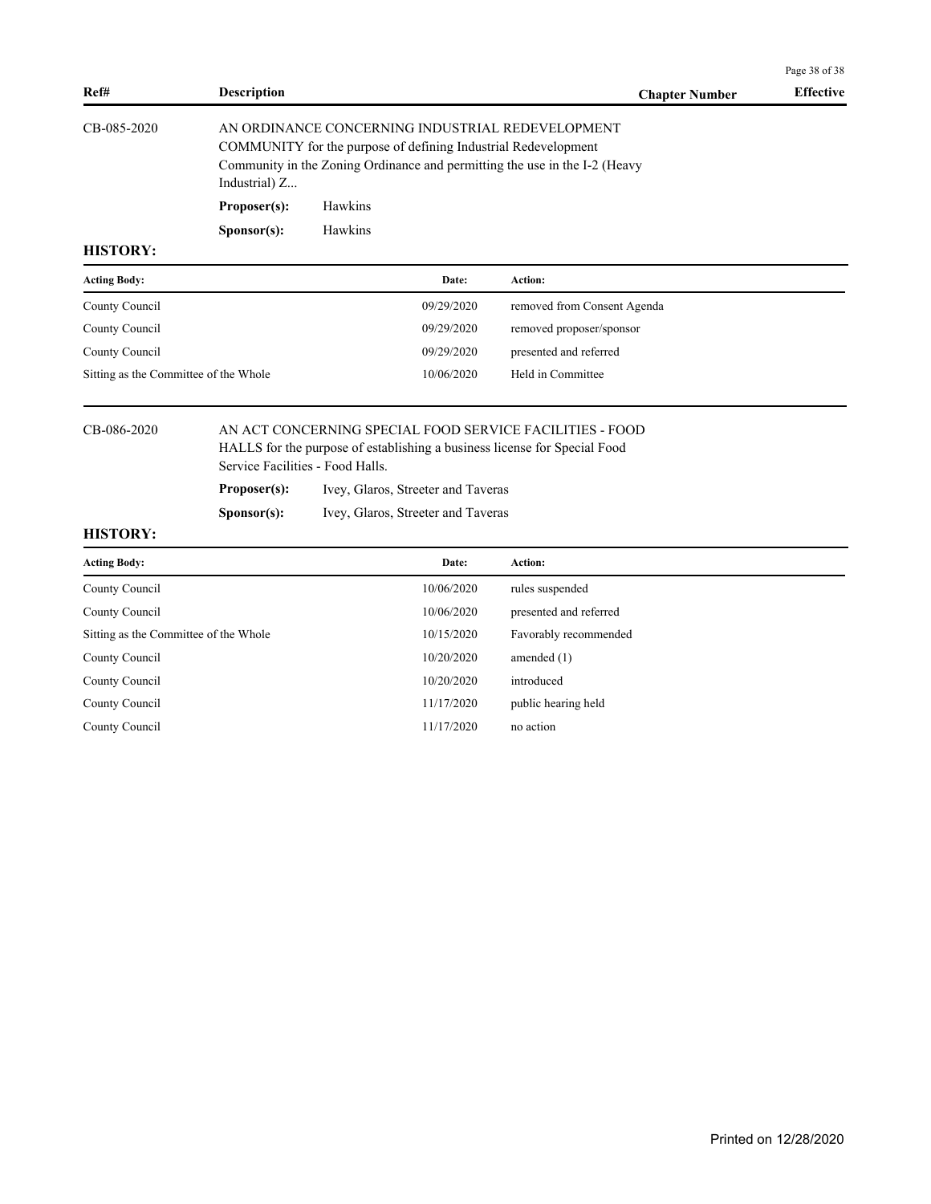| Ref# | Description | Chapter Number | Effective |
|---|---|---|---|

CB-085-2020

AN ORDINANCE CONCERNING INDUSTRIAL REDEVELOPMENT COMMUNITY for the purpose of defining Industrial Redevelopment Community in the Zoning Ordinance and permitting the use in the I-2 (Heavy Industrial) Z...

**Proposer(s):** Hawkins

**Sponsor(s):** Hawkins

**HISTORY:**

| Acting Body: | Date: | Action: |
|---|---|---|
| County Council | 09/29/2020 | removed from Consent Agenda |
| County Council | 09/29/2020 | removed proposer/sponsor |
| County Council | 09/29/2020 | presented and referred |
| Sitting as the Committee of the Whole | 10/06/2020 | Held in Committee |

CB-086-2020

AN ACT CONCERNING SPECIAL FOOD SERVICE FACILITIES - FOOD HALLS for the purpose of establishing a business license for Special Food Service Facilities - Food Halls.

**Proposer(s):** Ivey, Glaros, Streeter and Taveras

**Sponsor(s):** Ivey, Glaros, Streeter and Taveras

**HISTORY:**

| Acting Body: | Date: | Action: |
|---|---|---|
| County Council | 10/06/2020 | rules suspended |
| County Council | 10/06/2020 | presented and referred |
| Sitting as the Committee of the Whole | 10/15/2020 | Favorably recommended |
| County Council | 10/20/2020 | amended (1) |
| County Council | 10/20/2020 | introduced |
| County Council | 11/17/2020 | public hearing held |
| County Council | 11/17/2020 | no action |

Printed on 12/28/2020